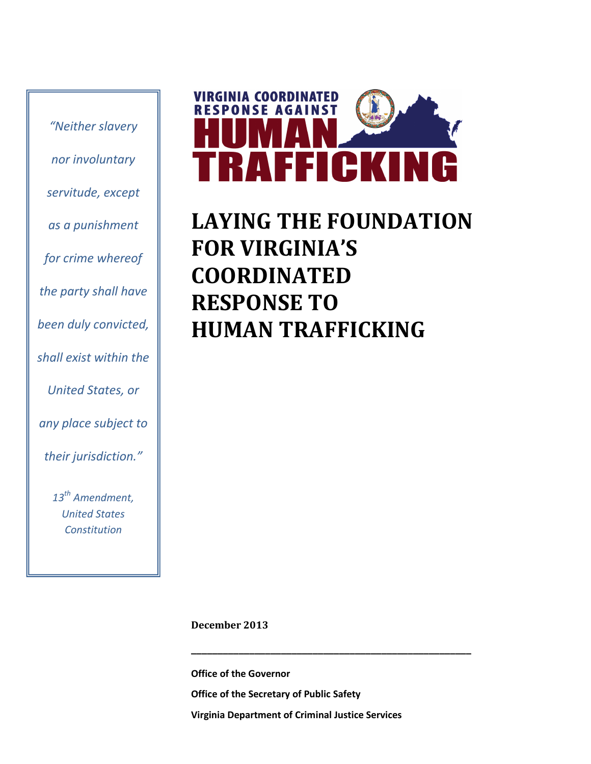*"Neither slavery nor involuntary servitude, except as a punishment for crime whereof the party shall have been duly convicted, shall exist within the United States, or any place subject to their jurisdiction."*

*13th Amendment, United States Constitution*

VIRGINIA COORDINATED RESPONSE AGAINST HUMAN TRAFFICKING

# LAYING THE FOUNDATION FOR VIRGINIA'S COORDINATED RESPONSE TO HUMAN TRAFFICKING

**December 2013**

---

**Office of the Governor**

**Office of the Secretary of Public Safety**

**Virginia Department of Criminal Justice Services**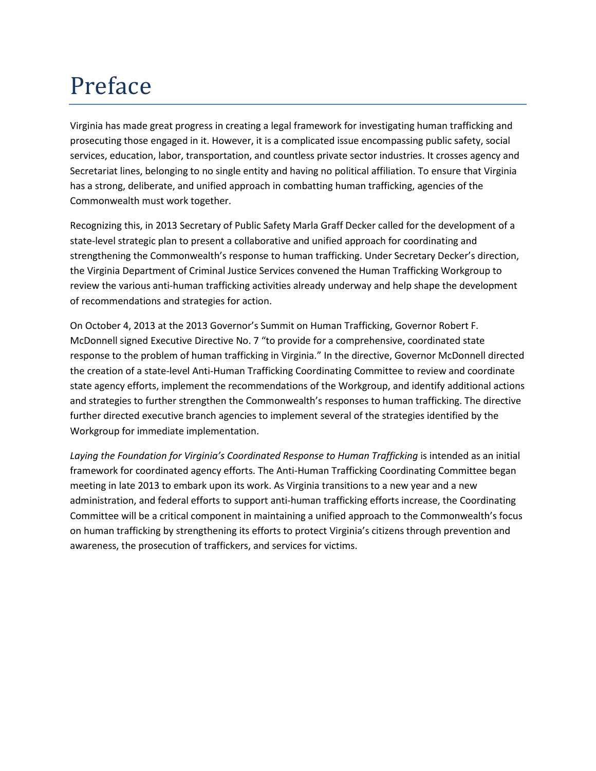# Preface

Virginia has made great progress in creating a legal framework for investigating human trafficking and prosecuting those engaged in it. However, it is a complicated issue encompassing public safety, social services, education, labor, transportation, and countless private sector industries. It crosses agency and Secretariat lines, belonging to no single entity and having no political affiliation. To ensure that Virginia has a strong, deliberate, and unified approach in combatting human trafficking, agencies of the Commonwealth must work together.

Recognizing this, in 2013 Secretary of Public Safety Marla Graff Decker called for the development of a state-level strategic plan to present a collaborative and unified approach for coordinating and strengthening the Commonwealth's response to human trafficking. Under Secretary Decker's direction, the Virginia Department of Criminal Justice Services convened the Human Trafficking Workgroup to review the various anti-human trafficking activities already underway and help shape the development of recommendations and strategies for action.

On October 4, 2013 at the 2013 Governor's Summit on Human Trafficking, Governor Robert F. McDonnell signed Executive Directive No. 7 "to provide for a comprehensive, coordinated state response to the problem of human trafficking in Virginia." In the directive, Governor McDonnell directed the creation of a state-level Anti-Human Trafficking Coordinating Committee to review and coordinate state agency efforts, implement the recommendations of the Workgroup, and identify additional actions and strategies to further strengthen the Commonwealth's responses to human trafficking. The directive further directed executive branch agencies to implement several of the strategies identified by the Workgroup for immediate implementation.

*Laying the Foundation for Virginia's Coordinated Response to Human Trafficking* is intended as an initial framework for coordinated agency efforts. The Anti-Human Trafficking Coordinating Committee began meeting in late 2013 to embark upon its work. As Virginia transitions to a new year and a new administration, and federal efforts to support anti-human trafficking efforts increase, the Coordinating Committee will be a critical component in maintaining a unified approach to the Commonwealth's focus on human trafficking by strengthening its efforts to protect Virginia's citizens through prevention and awareness, the prosecution of traffickers, and services for victims.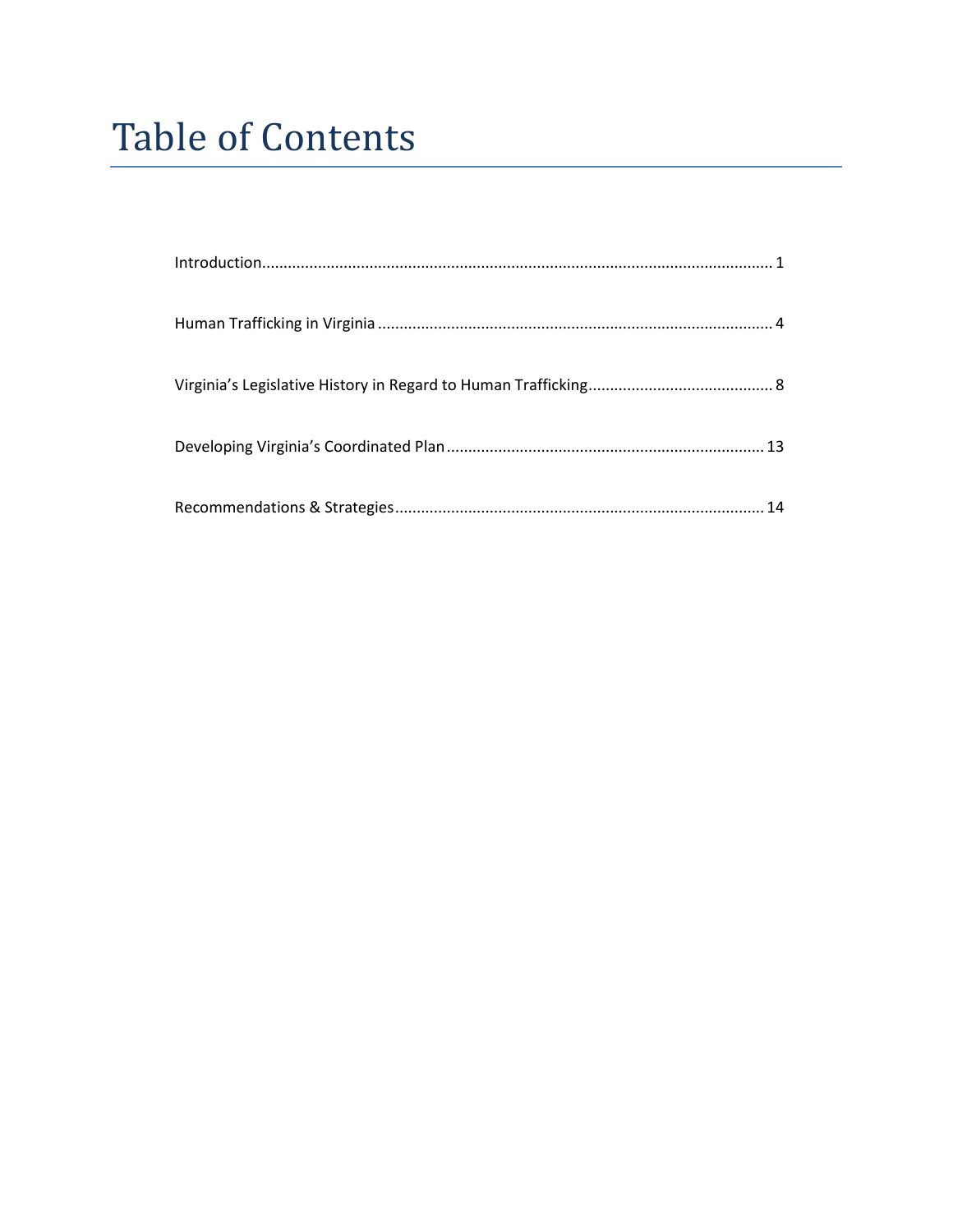# Table of Contents

Introduction........................................................................................................................ 1

Human Trafficking in Virginia ............................................................................................ 4

Virginia's Legislative History in Regard to Human Trafficking........................................... 8

Developing Virginia's Coordinated Plan .......................................................................... 13

Recommendations & Strategies...................................................................................... 14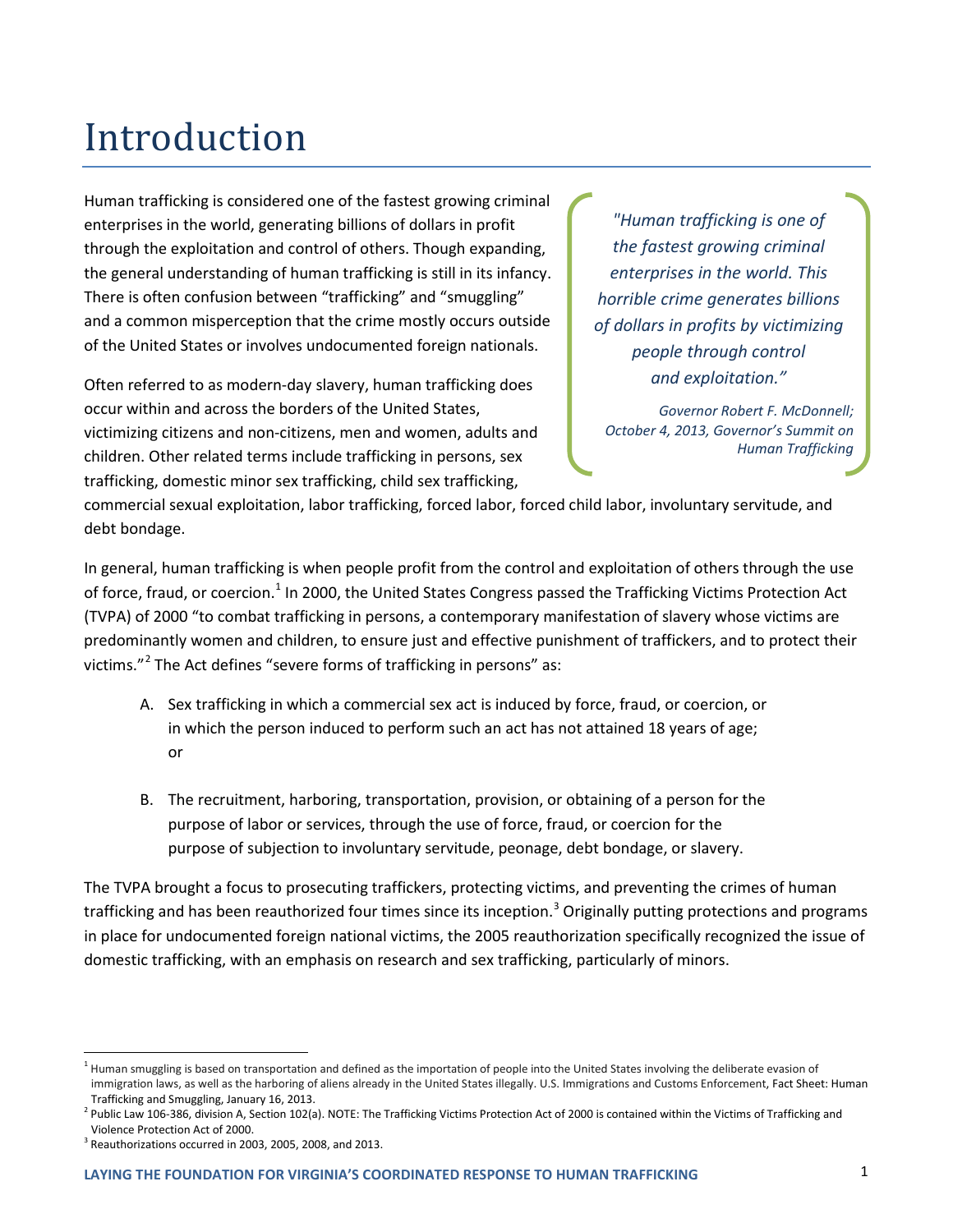# Introduction

Human trafficking is considered one of the fastest growing criminal enterprises in the world, generating billions of dollars in profit through the exploitation and control of others. Though expanding, the general understanding of human trafficking is still in its infancy. There is often confusion between "trafficking" and "smuggling" and a common misperception that the crime mostly occurs outside of the United States or involves undocumented foreign nationals.

> *"Human trafficking is one of the fastest growing criminal enterprises in the world. This horrible crime generates billions of dollars in profits by victimizing people through control and exploitation."*
>
> *Governor Robert F. McDonnell; October 4, 2013, Governor's Summit on Human Trafficking*

Often referred to as modern-day slavery, human trafficking does occur within and across the borders of the United States, victimizing citizens and non-citizens, men and women, adults and children. Other related terms include trafficking in persons, sex trafficking, domestic minor sex trafficking, child sex trafficking, commercial sexual exploitation, labor trafficking, forced labor, forced child labor, involuntary servitude, and debt bondage.

In general, human trafficking is when people profit from the control and exploitation of others through the use of force, fraud, or coercion.[1] In 2000, the United States Congress passed the Trafficking Victims Protection Act (TVPA) of 2000 "to combat trafficking in persons, a contemporary manifestation of slavery whose victims are predominantly women and children, to ensure just and effective punishment of traffickers, and to protect their victims."[2] The Act defines "severe forms of trafficking in persons" as:

A. Sex trafficking in which a commercial sex act is induced by force, fraud, or coercion, or in which the person induced to perform such an act has not attained 18 years of age; or

B. The recruitment, harboring, transportation, provision, or obtaining of a person for the purpose of labor or services, through the use of force, fraud, or coercion for the purpose of subjection to involuntary servitude, peonage, debt bondage, or slavery.

The TVPA brought a focus to prosecuting traffickers, protecting victims, and preventing the crimes of human trafficking and has been reauthorized four times since its inception.[3] Originally putting protections and programs in place for undocumented foreign national victims, the 2005 reauthorization specifically recognized the issue of domestic trafficking, with an emphasis on research and sex trafficking, particularly of minors.

---

[1] Human smuggling is based on transportation and defined as the importation of people into the United States involving the deliberate evasion of immigration laws, as well as the harboring of aliens already in the United States illegally. U.S. Immigrations and Customs Enforcement, Fact Sheet: Human Trafficking and Smuggling, January 16, 2013.

[2] Public Law 106-386, division A, Section 102(a). NOTE: The Trafficking Victims Protection Act of 2000 is contained within the Victims of Trafficking and Violence Protection Act of 2000.

[3] Reauthorizations occurred in 2003, 2005, 2008, and 2013.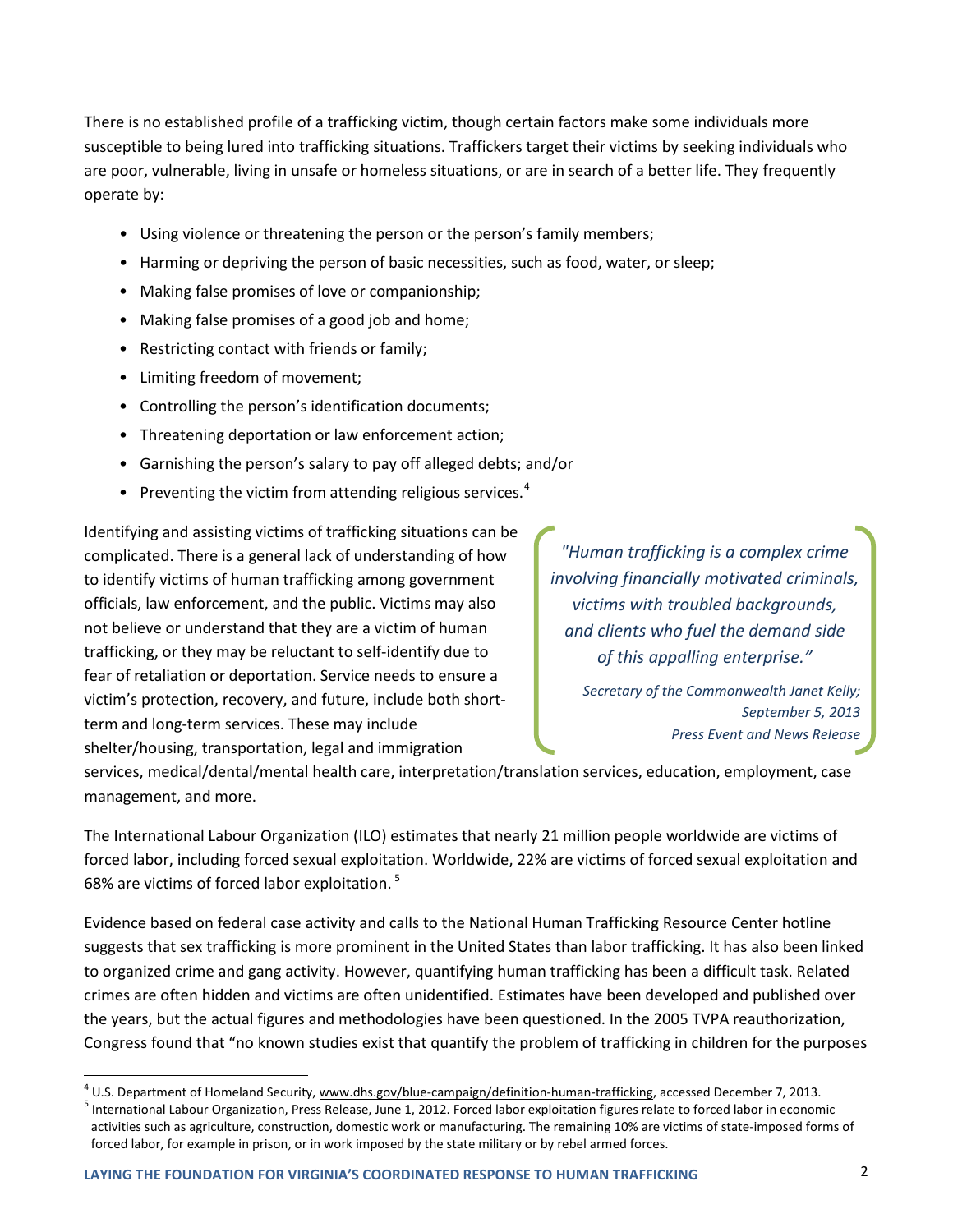There is no established profile of a trafficking victim, though certain factors make some individuals more susceptible to being lured into trafficking situations. Traffickers target their victims by seeking individuals who are poor, vulnerable, living in unsafe or homeless situations, or are in search of a better life. They frequently operate by:

- Using violence or threatening the person or the person's family members;
- Harming or depriving the person of basic necessities, such as food, water, or sleep;
- Making false promises of love or companionship;
- Making false promises of a good job and home;
- Restricting contact with friends or family;
- Limiting freedom of movement;
- Controlling the person's identification documents;
- Threatening deportation or law enforcement action;
- Garnishing the person's salary to pay off alleged debts; and/or
- Preventing the victim from attending religious services.[4]

Identifying and assisting victims of trafficking situations can be complicated. There is a general lack of understanding of how to identify victims of human trafficking among government officials, law enforcement, and the public. Victims may also not believe or understand that they are a victim of human trafficking, or they may be reluctant to self-identify due to fear of retaliation or deportation. Service needs to ensure a victim's protection, recovery, and future, include both short-term and long-term services. These may include shelter/housing, transportation, legal and immigration services, medical/dental/mental health care, interpretation/translation services, education, employment, case management, and more.

> *"Human trafficking is a complex crime involving financially motivated criminals, victims with troubled backgrounds, and clients who fuel the demand side of this appalling enterprise."*
>
> *Secretary of the Commonwealth Janet Kelly; September 5, 2013 Press Event and News Release*

The International Labour Organization (ILO) estimates that nearly 21 million people worldwide are victims of forced labor, including forced sexual exploitation. Worldwide, 22% are victims of forced sexual exploitation and 68% are victims of forced labor exploitation.[5]

Evidence based on federal case activity and calls to the National Human Trafficking Resource Center hotline suggests that sex trafficking is more prominent in the United States than labor trafficking. It has also been linked to organized crime and gang activity. However, quantifying human trafficking has been a difficult task. Related crimes are often hidden and victims are often unidentified. Estimates have been developed and published over the years, but the actual figures and methodologies have been questioned. In the 2005 TVPA reauthorization, Congress found that "no known studies exist that quantify the problem of trafficking in children for the purposes

---

[4] U.S. Department of Homeland Security, www.dhs.gov/blue-campaign/definition-human-trafficking, accessed December 7, 2013.

[5] International Labour Organization, Press Release, June 1, 2012. Forced labor exploitation figures relate to forced labor in economic activities such as agriculture, construction, domestic work or manufacturing. The remaining 10% are victims of state-imposed forms of forced labor, for example in prison, or in work imposed by the state military or by rebel armed forces.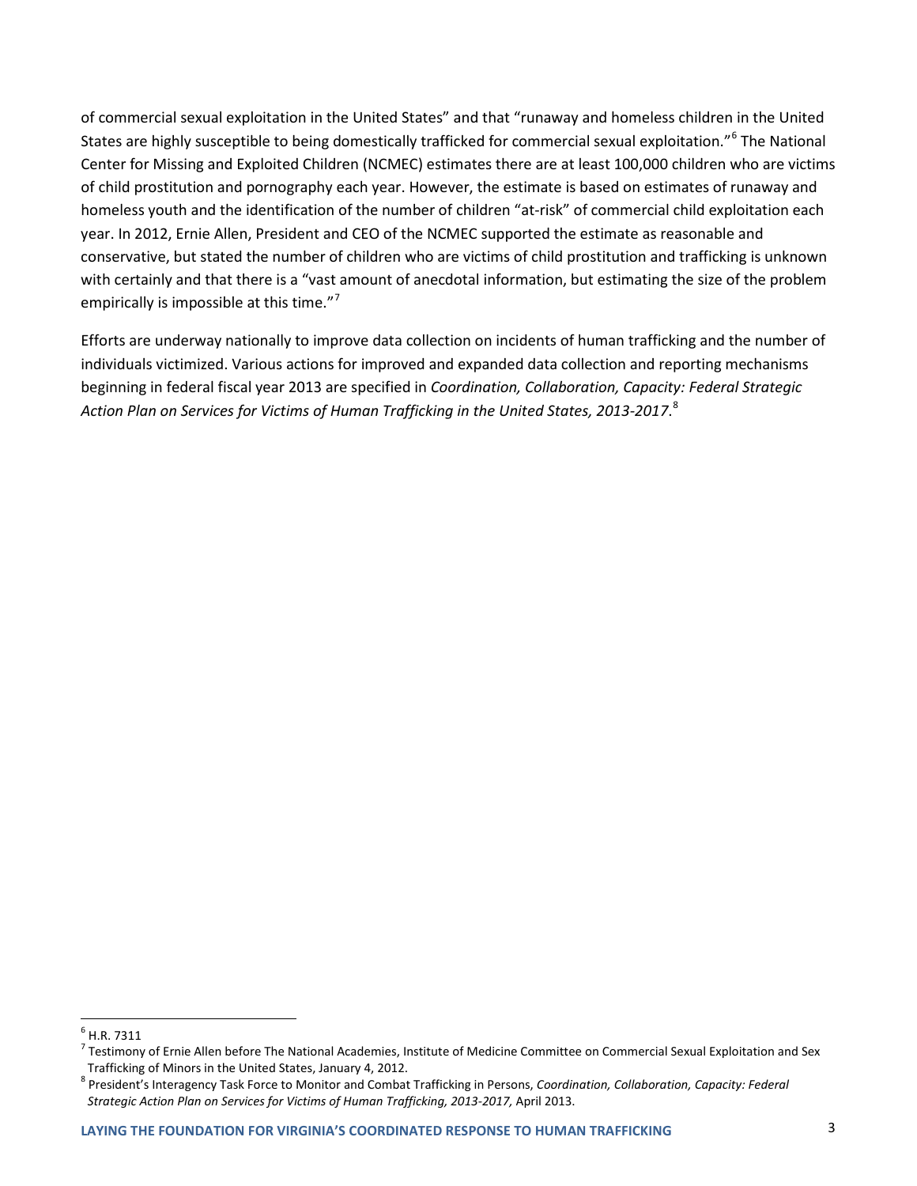of commercial sexual exploitation in the United States" and that "runaway and homeless children in the United States are highly susceptible to being domestically trafficked for commercial sexual exploitation."[6] The National Center for Missing and Exploited Children (NCMEC) estimates there are at least 100,000 children who are victims of child prostitution and pornography each year. However, the estimate is based on estimates of runaway and homeless youth and the identification of the number of children "at-risk" of commercial child exploitation each year. In 2012, Ernie Allen, President and CEO of the NCMEC supported the estimate as reasonable and conservative, but stated the number of children who are victims of child prostitution and trafficking is unknown with certainly and that there is a "vast amount of anecdotal information, but estimating the size of the problem empirically is impossible at this time."[7]

Efforts are underway nationally to improve data collection on incidents of human trafficking and the number of individuals victimized. Various actions for improved and expanded data collection and reporting mechanisms beginning in federal fiscal year 2013 are specified in *Coordination, Collaboration, Capacity: Federal Strategic Action Plan on Services for Victims of Human Trafficking in the United States, 2013-2017*.[8]

---

[6] H.R. 7311

[7] Testimony of Ernie Allen before The National Academies, Institute of Medicine Committee on Commercial Sexual Exploitation and Sex Trafficking of Minors in the United States, January 4, 2012.

[8] President's Interagency Task Force to Monitor and Combat Trafficking in Persons, *Coordination, Collaboration, Capacity: Federal Strategic Action Plan on Services for Victims of Human Trafficking, 2013-2017,* April 2013.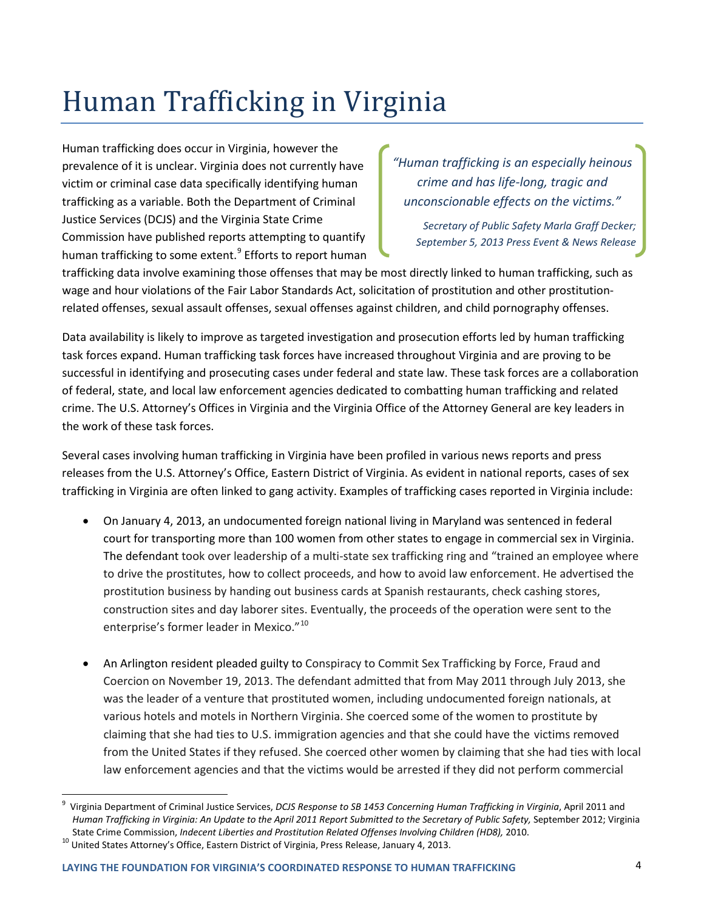# Human Trafficking in Virginia

> *"Human trafficking is an especially heinous crime and has life-long, tragic and unconscionable effects on the victims."*
>
> *Secretary of Public Safety Marla Graff Decker; September 5, 2013 Press Event & News Release*

Human trafficking does occur in Virginia, however the prevalence of it is unclear. Virginia does not currently have victim or criminal case data specifically identifying human trafficking as a variable. Both the Department of Criminal Justice Services (DCJS) and the Virginia State Crime Commission have published reports attempting to quantify human trafficking to some extent.[9] Efforts to report human trafficking data involve examining those offenses that may be most directly linked to human trafficking, such as wage and hour violations of the Fair Labor Standards Act, solicitation of prostitution and other prostitution-related offenses, sexual assault offenses, sexual offenses against children, and child pornography offenses.

Data availability is likely to improve as targeted investigation and prosecution efforts led by human trafficking task forces expand. Human trafficking task forces have increased throughout Virginia and are proving to be successful in identifying and prosecuting cases under federal and state law. These task forces are a collaboration of federal, state, and local law enforcement agencies dedicated to combatting human trafficking and related crime. The U.S. Attorney's Offices in Virginia and the Virginia Office of the Attorney General are key leaders in the work of these task forces.

Several cases involving human trafficking in Virginia have been profiled in various news reports and press releases from the U.S. Attorney's Office, Eastern District of Virginia. As evident in national reports, cases of sex trafficking in Virginia are often linked to gang activity. Examples of trafficking cases reported in Virginia include:

- On January 4, 2013, an undocumented foreign national living in Maryland was sentenced in federal court for transporting more than 100 women from other states to engage in commercial sex in Virginia. The defendant took over leadership of a multi-state sex trafficking ring and "trained an employee where to drive the prostitutes, how to collect proceeds, and how to avoid law enforcement. He advertised the prostitution business by handing out business cards at Spanish restaurants, check cashing stores, construction sites and day laborer sites. Eventually, the proceeds of the operation were sent to the enterprise's former leader in Mexico."[10]

- An Arlington resident pleaded guilty to Conspiracy to Commit Sex Trafficking by Force, Fraud and Coercion on November 19, 2013. The defendant admitted that from May 2011 through July 2013, she was the leader of a venture that prostituted women, including undocumented foreign nationals, at various hotels and motels in Northern Virginia. She coerced some of the women to prostitute by claiming that she had ties to U.S. immigration agencies and that she could have the victims removed from the United States if they refused. She coerced other women by claiming that she had ties with local law enforcement agencies and that the victims would be arrested if they did not perform commercial

---

[9] Virginia Department of Criminal Justice Services, *DCJS Response to SB 1453 Concerning Human Trafficking in Virginia*, April 2011 and *Human Trafficking in Virginia: An Update to the April 2011 Report Submitted to the Secretary of Public Safety,* September 2012; Virginia State Crime Commission, *Indecent Liberties and Prostitution Related Offenses Involving Children (HD8),* 2010.

[10] United States Attorney's Office, Eastern District of Virginia, Press Release, January 4, 2013.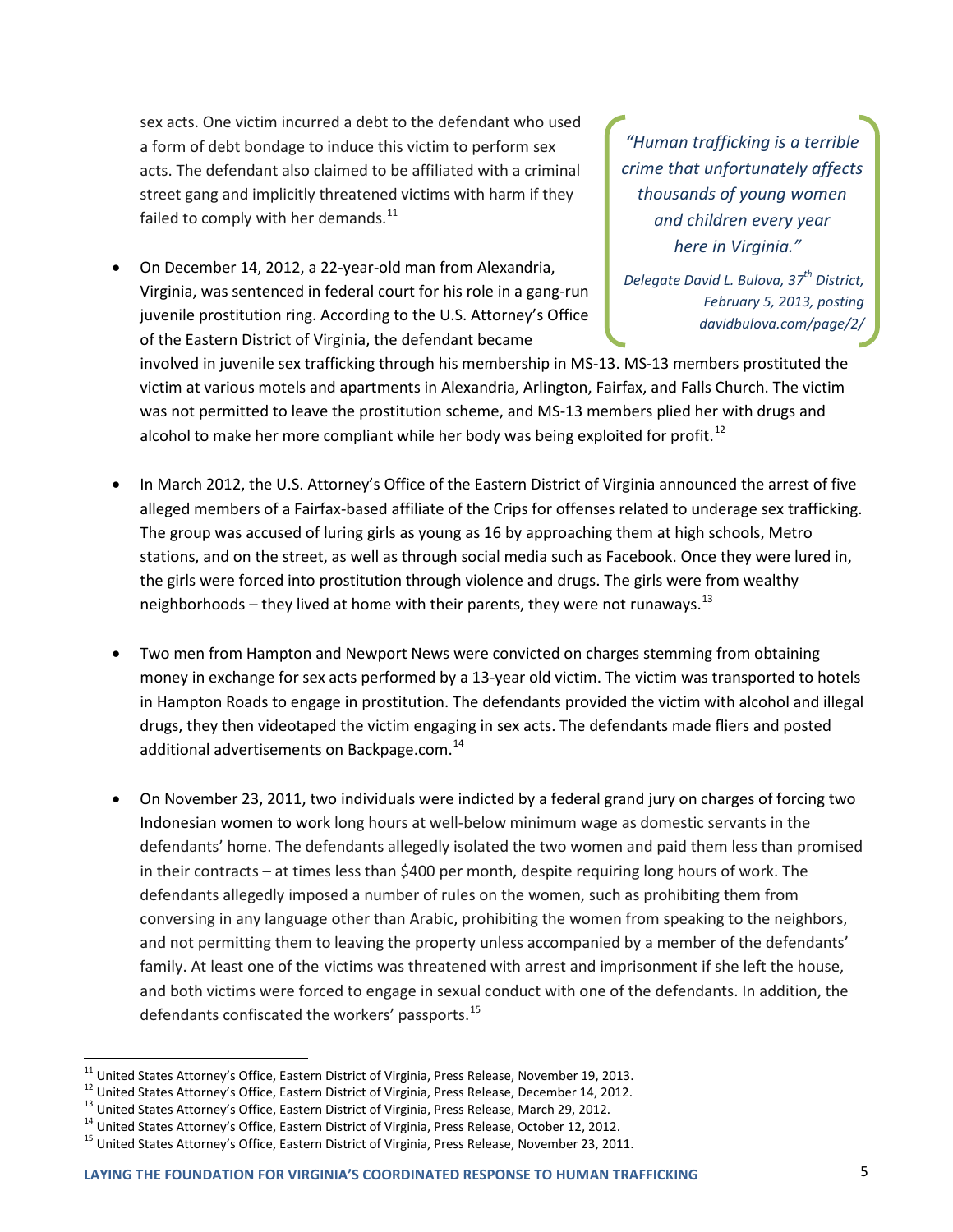sex acts. One victim incurred a debt to the defendant who used a form of debt bondage to induce this victim to perform sex acts. The defendant also claimed to be affiliated with a criminal street gang and implicitly threatened victims with harm if they failed to comply with her demands.[11]

> *"Human trafficking is a terrible crime that unfortunately affects thousands of young women and children every year here in Virginia."*
>
> *Delegate David L. Bulova, 37th District, February 5, 2013, posting davidbulova.com/page/2/*

- On December 14, 2012, a 22-year-old man from Alexandria, Virginia, was sentenced in federal court for his role in a gang-run juvenile prostitution ring. According to the U.S. Attorney's Office of the Eastern District of Virginia, the defendant became involved in juvenile sex trafficking through his membership in MS-13. MS-13 members prostituted the victim at various motels and apartments in Alexandria, Arlington, Fairfax, and Falls Church. The victim was not permitted to leave the prostitution scheme, and MS-13 members plied her with drugs and alcohol to make her more compliant while her body was being exploited for profit.[12]

- In March 2012, the U.S. Attorney's Office of the Eastern District of Virginia announced the arrest of five alleged members of a Fairfax-based affiliate of the Crips for offenses related to underage sex trafficking. The group was accused of luring girls as young as 16 by approaching them at high schools, Metro stations, and on the street, as well as through social media such as Facebook. Once they were lured in, the girls were forced into prostitution through violence and drugs. The girls were from wealthy neighborhoods – they lived at home with their parents, they were not runaways.[13]

- Two men from Hampton and Newport News were convicted on charges stemming from obtaining money in exchange for sex acts performed by a 13-year old victim. The victim was transported to hotels in Hampton Roads to engage in prostitution. The defendants provided the victim with alcohol and illegal drugs, they then videotaped the victim engaging in sex acts. The defendants made fliers and posted additional advertisements on Backpage.com.[14]

- On November 23, 2011, two individuals were indicted by a federal grand jury on charges of forcing two Indonesian women to work long hours at well-below minimum wage as domestic servants in the defendants' home. The defendants allegedly isolated the two women and paid them less than promised in their contracts – at times less than $400 per month, despite requiring long hours of work. The defendants allegedly imposed a number of rules on the women, such as prohibiting them from conversing in any language other than Arabic, prohibiting the women from speaking to the neighbors, and not permitting them to leaving the property unless accompanied by a member of the defendants' family. At least one of the victims was threatened with arrest and imprisonment if she left the house, and both victims were forced to engage in sexual conduct with one of the defendants. In addition, the defendants confiscated the workers' passports.[15]

---

[11] United States Attorney's Office, Eastern District of Virginia, Press Release, November 19, 2013.

[12] United States Attorney's Office, Eastern District of Virginia, Press Release, December 14, 2012.

[13] United States Attorney's Office, Eastern District of Virginia, Press Release, March 29, 2012.

[14] United States Attorney's Office, Eastern District of Virginia, Press Release, October 12, 2012.

[15] United States Attorney's Office, Eastern District of Virginia, Press Release, November 23, 2011.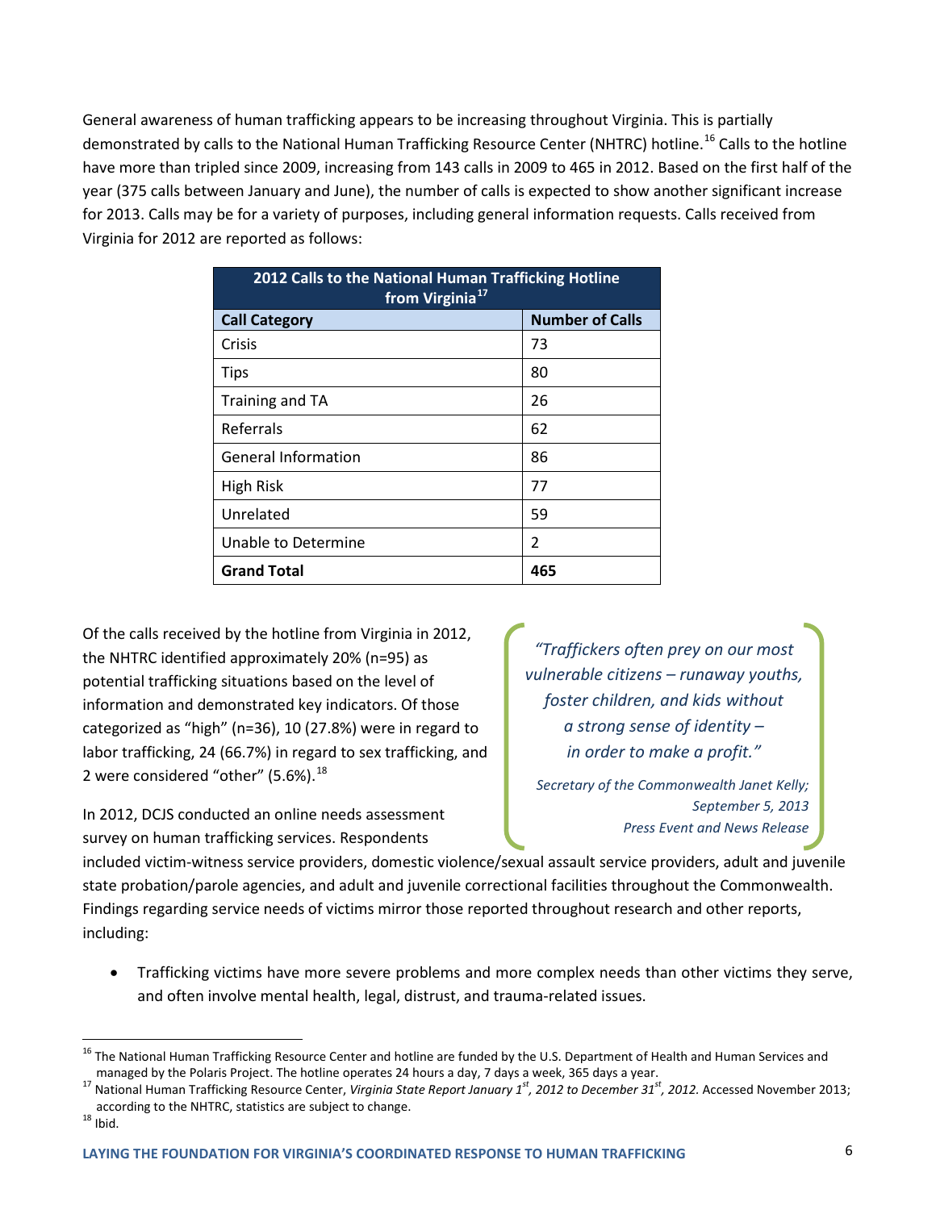General awareness of human trafficking appears to be increasing throughout Virginia. This is partially demonstrated by calls to the National Human Trafficking Resource Center (NHTRC) hotline.[16] Calls to the hotline have more than tripled since 2009, increasing from 143 calls in 2009 to 465 in 2012. Based on the first half of the year (375 calls between January and June), the number of calls is expected to show another significant increase for 2013. Calls may be for a variety of purposes, including general information requests. Calls received from Virginia for 2012 are reported as follows:

| 2012 Calls to the National Human Trafficking Hotline from Virginia[17] | |
|---|---|
| **Call Category** | **Number of Calls** |
| Crisis | 73 |
| Tips | 80 |
| Training and TA | 26 |
| Referrals | 62 |
| General Information | 86 |
| High Risk | 77 |
| Unrelated | 59 |
| Unable to Determine | 2 |
| **Grand Total** | **465** |

Of the calls received by the hotline from Virginia in 2012, the NHTRC identified approximately 20% (n=95) as potential trafficking situations based on the level of information and demonstrated key indicators. Of those categorized as "high" (n=36), 10 (27.8%) were in regard to labor trafficking, 24 (66.7%) in regard to sex trafficking, and 2 were considered "other" (5.6%).[18]

> *"Traffickers often prey on our most vulnerable citizens – runaway youths, foster children, and kids without a strong sense of identity – in order to make a profit."*
>
> *Secretary of the Commonwealth Janet Kelly; September 5, 2013 Press Event and News Release*

In 2012, DCJS conducted an online needs assessment survey on human trafficking services. Respondents included victim-witness service providers, domestic violence/sexual assault service providers, adult and juvenile state probation/parole agencies, and adult and juvenile correctional facilities throughout the Commonwealth. Findings regarding service needs of victims mirror those reported throughout research and other reports, including:

- Trafficking victims have more severe problems and more complex needs than other victims they serve, and often involve mental health, legal, distrust, and trauma-related issues.

---

[16] The National Human Trafficking Resource Center and hotline are funded by the U.S. Department of Health and Human Services and managed by the Polaris Project. The hotline operates 24 hours a day, 7 days a week, 365 days a year.

[17] National Human Trafficking Resource Center, *Virginia State Report January 1st, 2012 to December 31st, 2012.* Accessed November 2013; according to the NHTRC, statistics are subject to change.

[18] Ibid.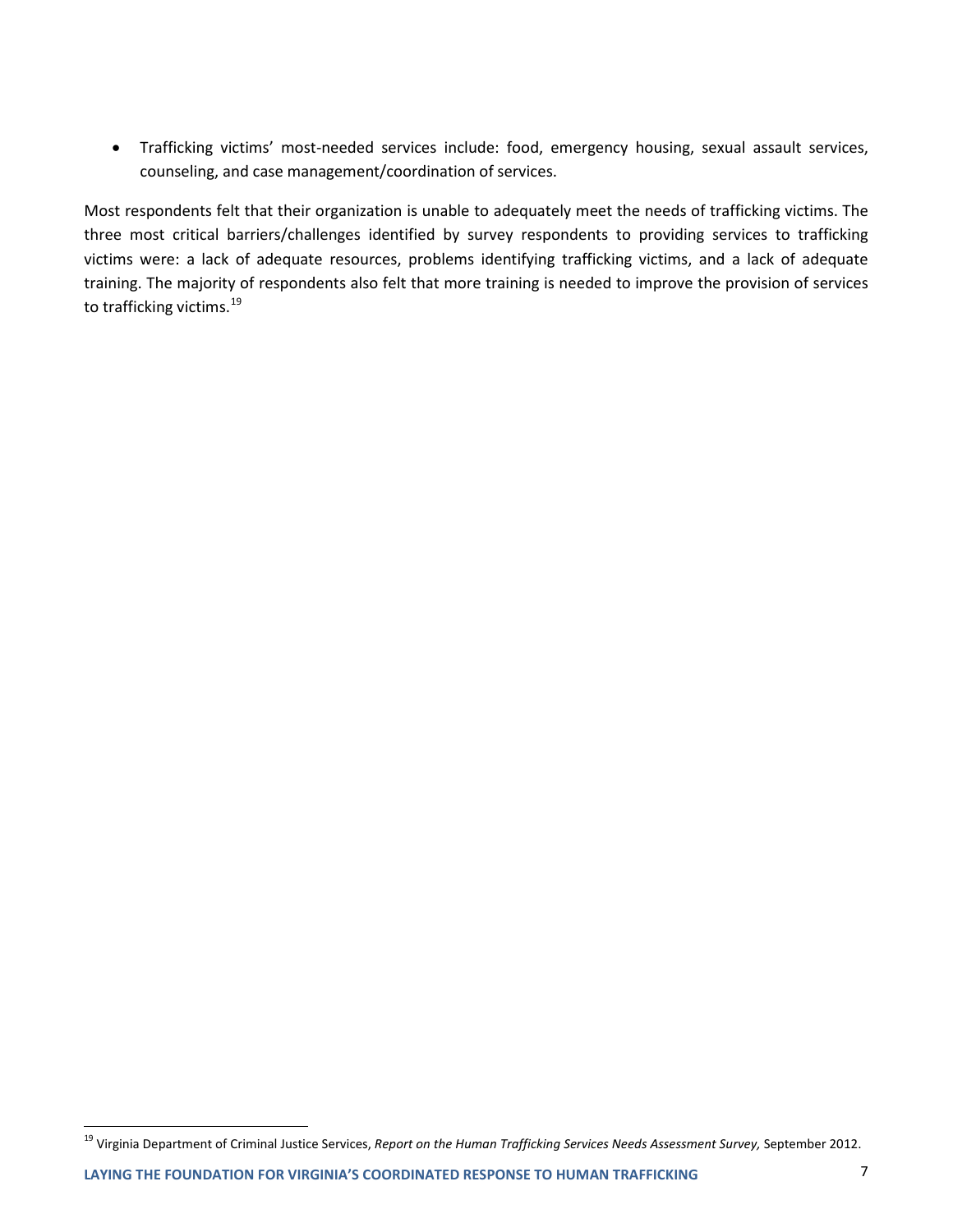- Trafficking victims' most-needed services include: food, emergency housing, sexual assault services, counseling, and case management/coordination of services.

Most respondents felt that their organization is unable to adequately meet the needs of trafficking victims. The three most critical barriers/challenges identified by survey respondents to providing services to trafficking victims were: a lack of adequate resources, problems identifying trafficking victims, and a lack of adequate training. The majority of respondents also felt that more training is needed to improve the provision of services to trafficking victims.[19]

[19] Virginia Department of Criminal Justice Services, *Report on the Human Trafficking Services Needs Assessment Survey,* September 2012.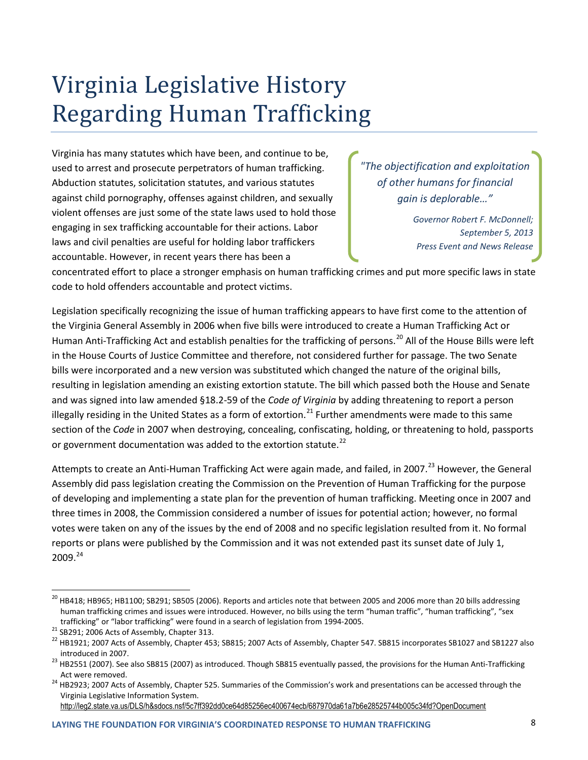# Virginia Legislative History Regarding Human Trafficking

Virginia has many statutes which have been, and continue to be, used to arrest and prosecute perpetrators of human trafficking. Abduction statutes, solicitation statutes, and various statutes against child pornography, offenses against children, and sexually violent offenses are just some of the state laws used to hold those engaging in sex trafficking accountable for their actions. Labor laws and civil penalties are useful for holding labor traffickers accountable. However, in recent years there has been a concentrated effort to place a stronger emphasis on human trafficking crimes and put more specific laws in state code to hold offenders accountable and protect victims.

> *"The objectification and exploitation of other humans for financial gain is deplorable…"*
>
> *Governor Robert F. McDonnell; September 5, 2013 Press Event and News Release*

Legislation specifically recognizing the issue of human trafficking appears to have first come to the attention of the Virginia General Assembly in 2006 when five bills were introduced to create a Human Trafficking Act or Human Anti-Trafficking Act and establish penalties for the trafficking of persons.[20] All of the House Bills were left in the House Courts of Justice Committee and therefore, not considered further for passage. The two Senate bills were incorporated and a new version was substituted which changed the nature of the original bills, resulting in legislation amending an existing extortion statute. The bill which passed both the House and Senate and was signed into law amended §18.2-59 of the *Code of Virginia* by adding threatening to report a person illegally residing in the United States as a form of extortion.[21] Further amendments were made to this same section of the *Code* in 2007 when destroying, concealing, confiscating, holding, or threatening to hold, passports or government documentation was added to the extortion statute.[22]

Attempts to create an Anti-Human Trafficking Act were again made, and failed, in 2007.[23] However, the General Assembly did pass legislation creating the Commission on the Prevention of Human Trafficking for the purpose of developing and implementing a state plan for the prevention of human trafficking. Meeting once in 2007 and three times in 2008, the Commission considered a number of issues for potential action; however, no formal votes were taken on any of the issues by the end of 2008 and no specific legislation resulted from it. No formal reports or plans were published by the Commission and it was not extended past its sunset date of July 1, 2009.[24]

---

[20] HB418; HB965; HB1100; SB291; SB505 (2006). Reports and articles note that between 2005 and 2006 more than 20 bills addressing human trafficking crimes and issues were introduced. However, no bills using the term "human traffic", "human trafficking", "sex trafficking" or "labor trafficking" were found in a search of legislation from 1994-2005.

[21] SB291; 2006 Acts of Assembly, Chapter 313.

[22] HB1921; 2007 Acts of Assembly, Chapter 453; SB815; 2007 Acts of Assembly, Chapter 547. SB815 incorporates SB1027 and SB1227 also introduced in 2007.

[23] HB2551 (2007). See also SB815 (2007) as introduced. Though SB815 eventually passed, the provisions for the Human Anti-Trafficking Act were removed.

[24] HB2923; 2007 Acts of Assembly, Chapter 525. Summaries of the Commission's work and presentations can be accessed through the Virginia Legislative Information System. http://leg2.state.va.us/DLS/h&sdocs.nsf/5c7ff392dd0ce64d85256ec400674ecb/687970da61a7b6e28525744b005c34fd?OpenDocument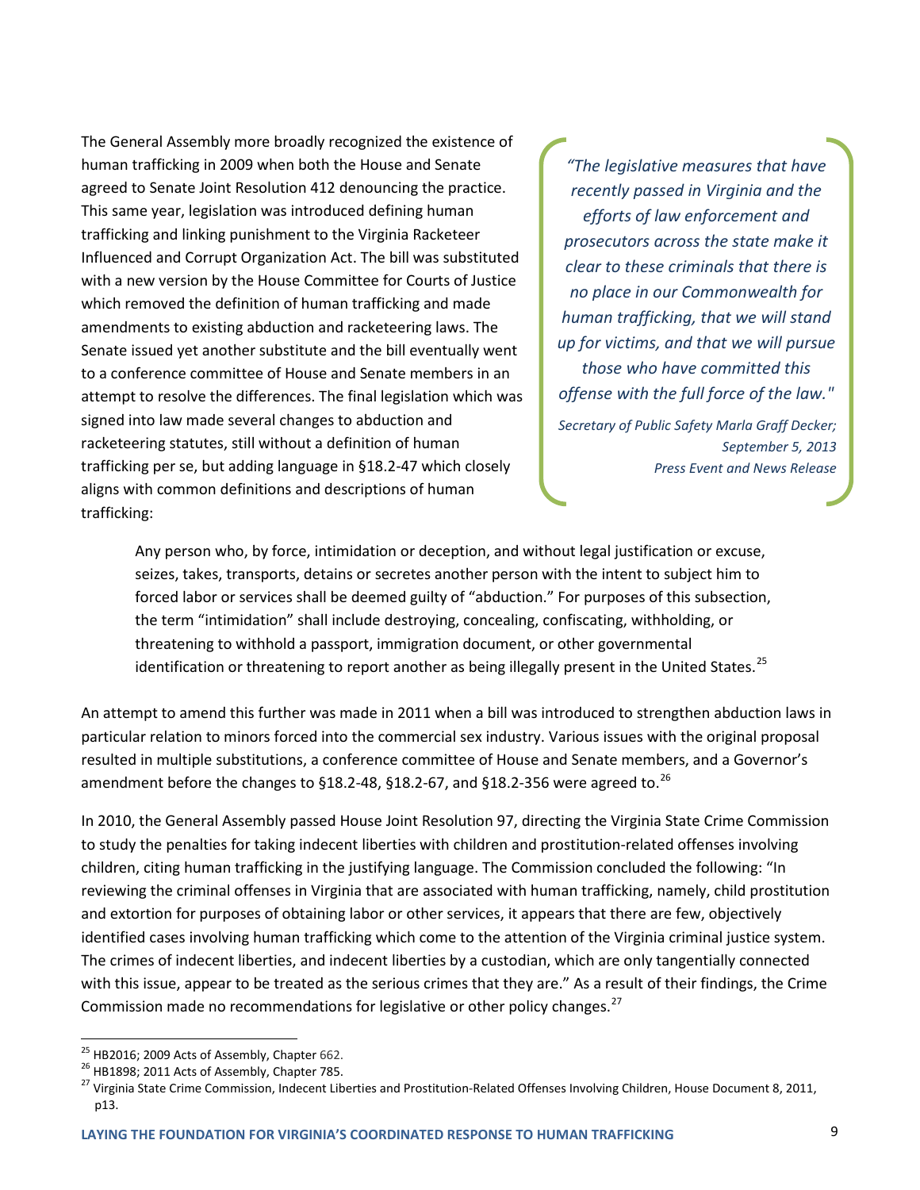The General Assembly more broadly recognized the existence of human trafficking in 2009 when both the House and Senate agreed to Senate Joint Resolution 412 denouncing the practice. This same year, legislation was introduced defining human trafficking and linking punishment to the Virginia Racketeer Influenced and Corrupt Organization Act. The bill was substituted with a new version by the House Committee for Courts of Justice which removed the definition of human trafficking and made amendments to existing abduction and racketeering laws. The Senate issued yet another substitute and the bill eventually went to a conference committee of House and Senate members in an attempt to resolve the differences. The final legislation which was signed into law made several changes to abduction and racketeering statutes, still without a definition of human trafficking per se, but adding language in §18.2-47 which closely aligns with common definitions and descriptions of human trafficking:

> *"The legislative measures that have recently passed in Virginia and the efforts of law enforcement and prosecutors across the state make it clear to these criminals that there is no place in our Commonwealth for human trafficking, that we will stand up for victims, and that we will pursue those who have committed this offense with the full force of the law."*
>
> *Secretary of Public Safety Marla Graff Decker; September 5, 2013 Press Event and News Release*

> Any person who, by force, intimidation or deception, and without legal justification or excuse, seizes, takes, transports, detains or secretes another person with the intent to subject him to forced labor or services shall be deemed guilty of "abduction." For purposes of this subsection, the term "intimidation" shall include destroying, concealing, confiscating, withholding, or threatening to withhold a passport, immigration document, or other governmental identification or threatening to report another as being illegally present in the United States.[25]

An attempt to amend this further was made in 2011 when a bill was introduced to strengthen abduction laws in particular relation to minors forced into the commercial sex industry. Various issues with the original proposal resulted in multiple substitutions, a conference committee of House and Senate members, and a Governor's amendment before the changes to §18.2-48, §18.2-67, and §18.2-356 were agreed to.[26]

In 2010, the General Assembly passed House Joint Resolution 97, directing the Virginia State Crime Commission to study the penalties for taking indecent liberties with children and prostitution-related offenses involving children, citing human trafficking in the justifying language. The Commission concluded the following: "In reviewing the criminal offenses in Virginia that are associated with human trafficking, namely, child prostitution and extortion for purposes of obtaining labor or other services, it appears that there are few, objectively identified cases involving human trafficking which come to the attention of the Virginia criminal justice system. The crimes of indecent liberties, and indecent liberties by a custodian, which are only tangentially connected with this issue, appear to be treated as the serious crimes that they are." As a result of their findings, the Crime Commission made no recommendations for legislative or other policy changes.[27]

---

[25] HB2016; 2009 Acts of Assembly, Chapter 662.

[26] HB1898; 2011 Acts of Assembly, Chapter 785.

[27] Virginia State Crime Commission, Indecent Liberties and Prostitution-Related Offenses Involving Children, House Document 8, 2011, p13.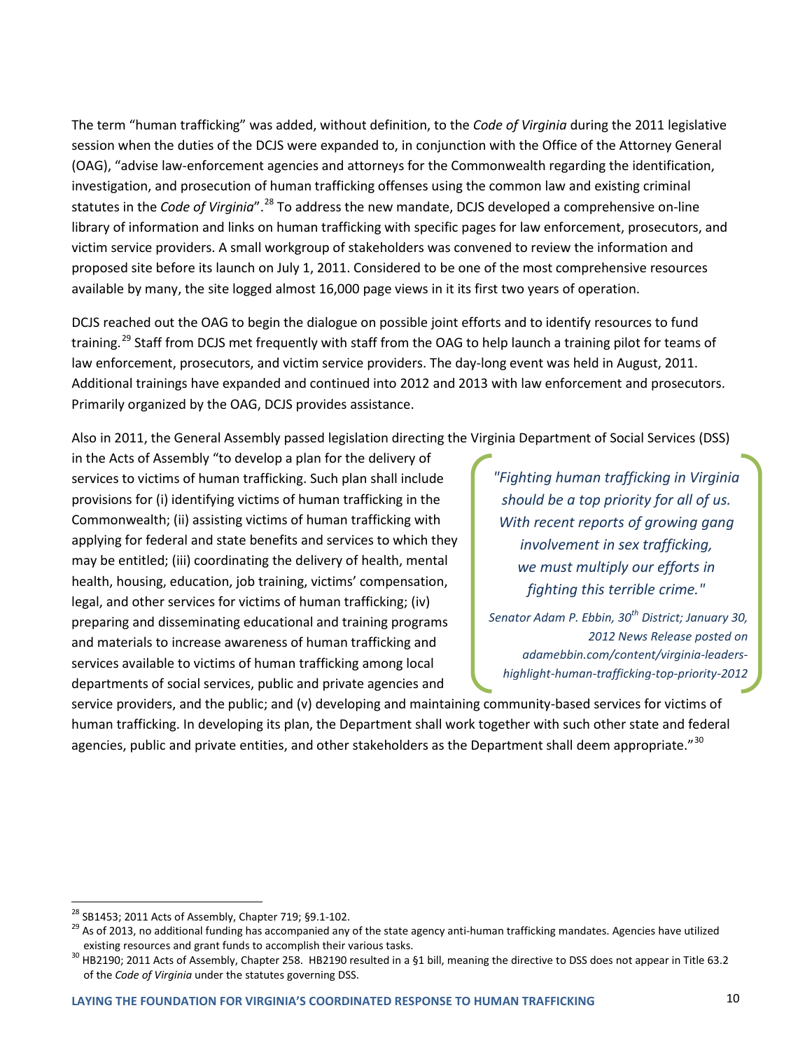The term "human trafficking" was added, without definition, to the *Code of Virginia* during the 2011 legislative session when the duties of the DCJS were expanded to, in conjunction with the Office of the Attorney General (OAG), "advise law-enforcement agencies and attorneys for the Commonwealth regarding the identification, investigation, and prosecution of human trafficking offenses using the common law and existing criminal statutes in the *Code of Virginia*".[28] To address the new mandate, DCJS developed a comprehensive on-line library of information and links on human trafficking with specific pages for law enforcement, prosecutors, and victim service providers. A small workgroup of stakeholders was convened to review the information and proposed site before its launch on July 1, 2011. Considered to be one of the most comprehensive resources available by many, the site logged almost 16,000 page views in it its first two years of operation.

DCJS reached out the OAG to begin the dialogue on possible joint efforts and to identify resources to fund training.[29] Staff from DCJS met frequently with staff from the OAG to help launch a training pilot for teams of law enforcement, prosecutors, and victim service providers. The day-long event was held in August, 2011. Additional trainings have expanded and continued into 2012 and 2013 with law enforcement and prosecutors. Primarily organized by the OAG, DCJS provides assistance.

Also in 2011, the General Assembly passed legislation directing the Virginia Department of Social Services (DSS) in the Acts of Assembly "to develop a plan for the delivery of services to victims of human trafficking. Such plan shall include provisions for (i) identifying victims of human trafficking in the Commonwealth; (ii) assisting victims of human trafficking with applying for federal and state benefits and services to which they may be entitled; (iii) coordinating the delivery of health, mental health, housing, education, job training, victims' compensation, legal, and other services for victims of human trafficking; (iv) preparing and disseminating educational and training programs and materials to increase awareness of human trafficking and services available to victims of human trafficking among local departments of social services, public and private agencies and service providers, and the public; and (v) developing and maintaining community-based services for victims of human trafficking. In developing its plan, the Department shall work together with such other state and federal agencies, public and private entities, and other stakeholders as the Department shall deem appropriate."[30]

> *"Fighting human trafficking in Virginia should be a top priority for all of us. With recent reports of growing gang involvement in sex trafficking, we must multiply our efforts in fighting this terrible crime."*
>
> *Senator Adam P. Ebbin, 30th District; January 30, 2012 News Release posted on adamebbin.com/content/virginia-leaders-highlight-human-trafficking-top-priority-2012*

---

[28] SB1453; 2011 Acts of Assembly, Chapter 719; §9.1-102.

[29] As of 2013, no additional funding has accompanied any of the state agency anti-human trafficking mandates. Agencies have utilized existing resources and grant funds to accomplish their various tasks.

[30] HB2190; 2011 Acts of Assembly, Chapter 258. HB2190 resulted in a §1 bill, meaning the directive to DSS does not appear in Title 63.2 of the *Code of Virginia* under the statutes governing DSS.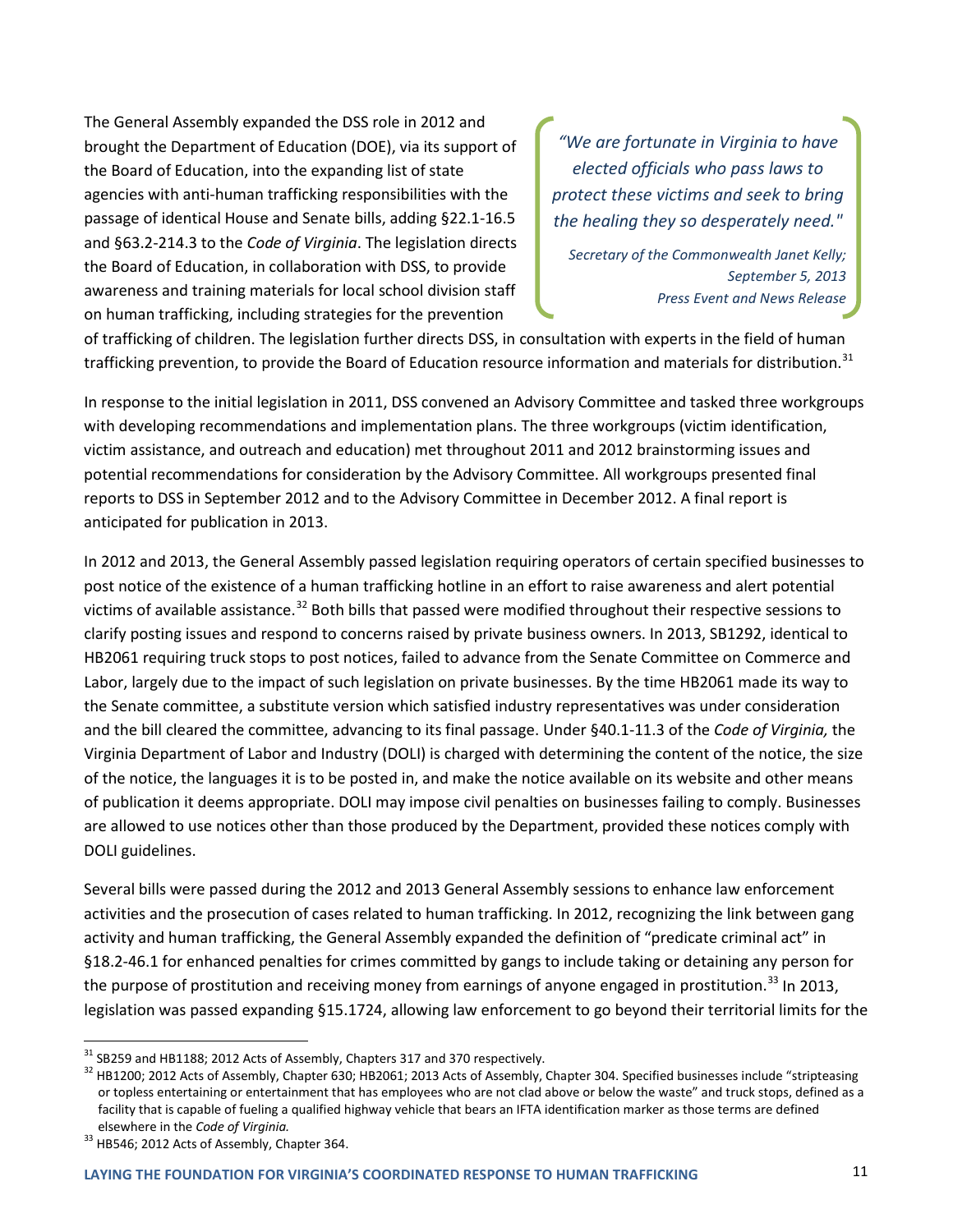The General Assembly expanded the DSS role in 2012 and brought the Department of Education (DOE), via its support of the Board of Education, into the expanding list of state agencies with anti-human trafficking responsibilities with the passage of identical House and Senate bills, adding §22.1-16.5 and §63.2-214.3 to the *Code of Virginia*. The legislation directs the Board of Education, in collaboration with DSS, to provide awareness and training materials for local school division staff on human trafficking, including strategies for the prevention of trafficking of children. The legislation further directs DSS, in consultation with experts in the field of human trafficking prevention, to provide the Board of Education resource information and materials for distribution.[31]

> *"We are fortunate in Virginia to have elected officials who pass laws to protect these victims and seek to bring the healing they so desperately need."*
>
> *Secretary of the Commonwealth Janet Kelly; September 5, 2013 Press Event and News Release*

In response to the initial legislation in 2011, DSS convened an Advisory Committee and tasked three workgroups with developing recommendations and implementation plans. The three workgroups (victim identification, victim assistance, and outreach and education) met throughout 2011 and 2012 brainstorming issues and potential recommendations for consideration by the Advisory Committee. All workgroups presented final reports to DSS in September 2012 and to the Advisory Committee in December 2012. A final report is anticipated for publication in 2013.

In 2012 and 2013, the General Assembly passed legislation requiring operators of certain specified businesses to post notice of the existence of a human trafficking hotline in an effort to raise awareness and alert potential victims of available assistance.[32] Both bills that passed were modified throughout their respective sessions to clarify posting issues and respond to concerns raised by private business owners. In 2013, SB1292, identical to HB2061 requiring truck stops to post notices, failed to advance from the Senate Committee on Commerce and Labor, largely due to the impact of such legislation on private businesses. By the time HB2061 made its way to the Senate committee, a substitute version which satisfied industry representatives was under consideration and the bill cleared the committee, advancing to its final passage. Under §40.1-11.3 of the *Code of Virginia,* the Virginia Department of Labor and Industry (DOLI) is charged with determining the content of the notice, the size of the notice, the languages it is to be posted in, and make the notice available on its website and other means of publication it deems appropriate. DOLI may impose civil penalties on businesses failing to comply. Businesses are allowed to use notices other than those produced by the Department, provided these notices comply with DOLI guidelines.

Several bills were passed during the 2012 and 2013 General Assembly sessions to enhance law enforcement activities and the prosecution of cases related to human trafficking. In 2012, recognizing the link between gang activity and human trafficking, the General Assembly expanded the definition of "predicate criminal act" in §18.2-46.1 for enhanced penalties for crimes committed by gangs to include taking or detaining any person for the purpose of prostitution and receiving money from earnings of anyone engaged in prostitution.[33] In 2013, legislation was passed expanding §15.1724, allowing law enforcement to go beyond their territorial limits for the

---

[31] SB259 and HB1188; 2012 Acts of Assembly, Chapters 317 and 370 respectively.

[32] HB1200; 2012 Acts of Assembly, Chapter 630; HB2061; 2013 Acts of Assembly, Chapter 304. Specified businesses include "stripteasing or topless entertaining or entertainment that has employees who are not clad above or below the waste" and truck stops, defined as a facility that is capable of fueling a qualified highway vehicle that bears an IFTA identification marker as those terms are defined elsewhere in the *Code of Virginia.*

[33] HB546; 2012 Acts of Assembly, Chapter 364.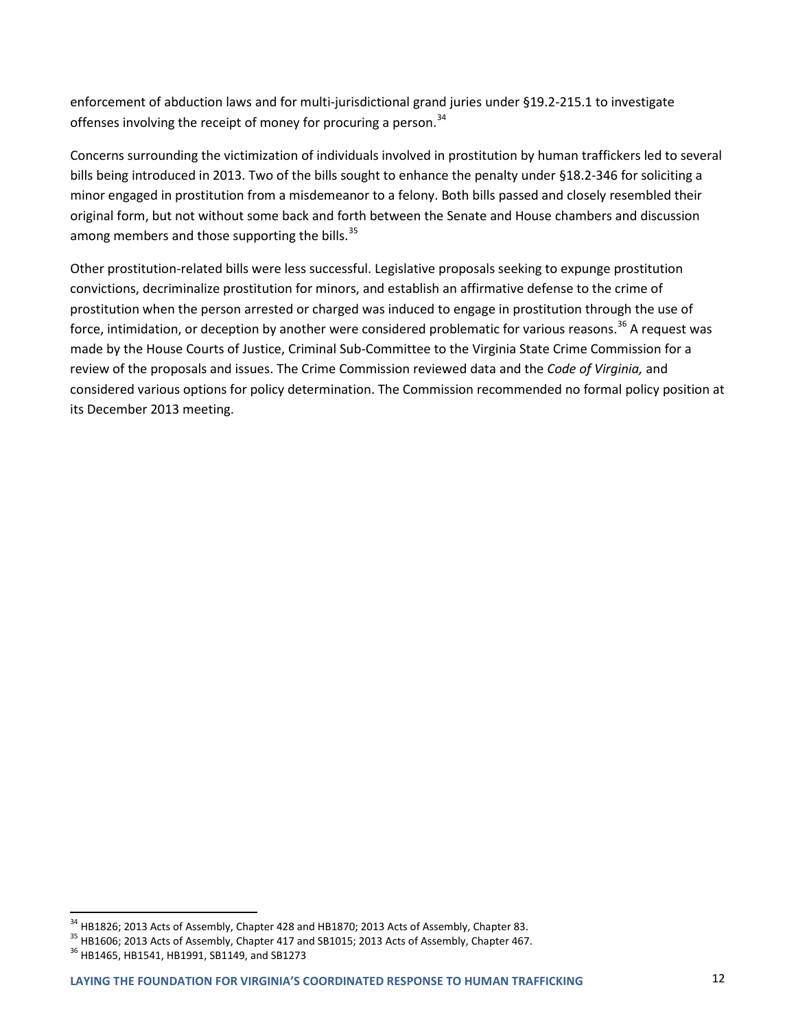enforcement of abduction laws and for multi-jurisdictional grand juries under §19.2-215.1 to investigate offenses involving the receipt of money for procuring a person.[34]

Concerns surrounding the victimization of individuals involved in prostitution by human traffickers led to several bills being introduced in 2013. Two of the bills sought to enhance the penalty under §18.2-346 for soliciting a minor engaged in prostitution from a misdemeanor to a felony. Both bills passed and closely resembled their original form, but not without some back and forth between the Senate and House chambers and discussion among members and those supporting the bills.[35]

Other prostitution-related bills were less successful. Legislative proposals seeking to expunge prostitution convictions, decriminalize prostitution for minors, and establish an affirmative defense to the crime of prostitution when the person arrested or charged was induced to engage in prostitution through the use of force, intimidation, or deception by another were considered problematic for various reasons.[36] A request was made by the House Courts of Justice, Criminal Sub-Committee to the Virginia State Crime Commission for a review of the proposals and issues. The Crime Commission reviewed data and the *Code of Virginia,* and considered various options for policy determination. The Commission recommended no formal policy position at its December 2013 meeting.

---

[34] HB1826; 2013 Acts of Assembly, Chapter 428 and HB1870; 2013 Acts of Assembly, Chapter 83.

[35] HB1606; 2013 Acts of Assembly, Chapter 417 and SB1015; 2013 Acts of Assembly, Chapter 467.

[36] HB1465, HB1541, HB1991, SB1149, and SB1273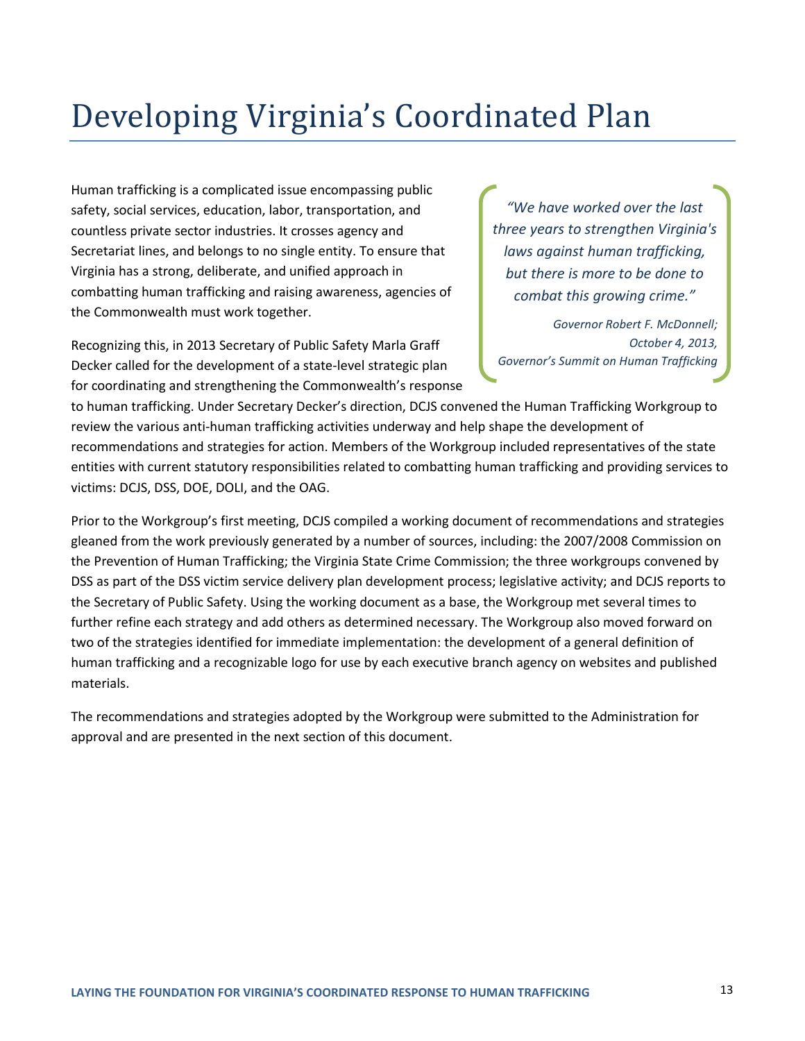# Developing Virginia's Coordinated Plan

Human trafficking is a complicated issue encompassing public safety, social services, education, labor, transportation, and countless private sector industries. It crosses agency and Secretariat lines, and belongs to no single entity. To ensure that Virginia has a strong, deliberate, and unified approach in combatting human trafficking and raising awareness, agencies of the Commonwealth must work together.

> *"We have worked over the last three years to strengthen Virginia's laws against human trafficking, but there is more to be done to combat this growing crime."*
>
> *Governor Robert F. McDonnell; October 4, 2013, Governor's Summit on Human Trafficking*

Recognizing this, in 2013 Secretary of Public Safety Marla Graff Decker called for the development of a state-level strategic plan for coordinating and strengthening the Commonwealth's response to human trafficking. Under Secretary Decker's direction, DCJS convened the Human Trafficking Workgroup to review the various anti-human trafficking activities underway and help shape the development of recommendations and strategies for action. Members of the Workgroup included representatives of the state entities with current statutory responsibilities related to combatting human trafficking and providing services to victims: DCJS, DSS, DOE, DOLI, and the OAG.

Prior to the Workgroup's first meeting, DCJS compiled a working document of recommendations and strategies gleaned from the work previously generated by a number of sources, including: the 2007/2008 Commission on the Prevention of Human Trafficking; the Virginia State Crime Commission; the three workgroups convened by DSS as part of the DSS victim service delivery plan development process; legislative activity; and DCJS reports to the Secretary of Public Safety. Using the working document as a base, the Workgroup met several times to further refine each strategy and add others as determined necessary. The Workgroup also moved forward on two of the strategies identified for immediate implementation: the development of a general definition of human trafficking and a recognizable logo for use by each executive branch agency on websites and published materials.

The recommendations and strategies adopted by the Workgroup were submitted to the Administration for approval and are presented in the next section of this document.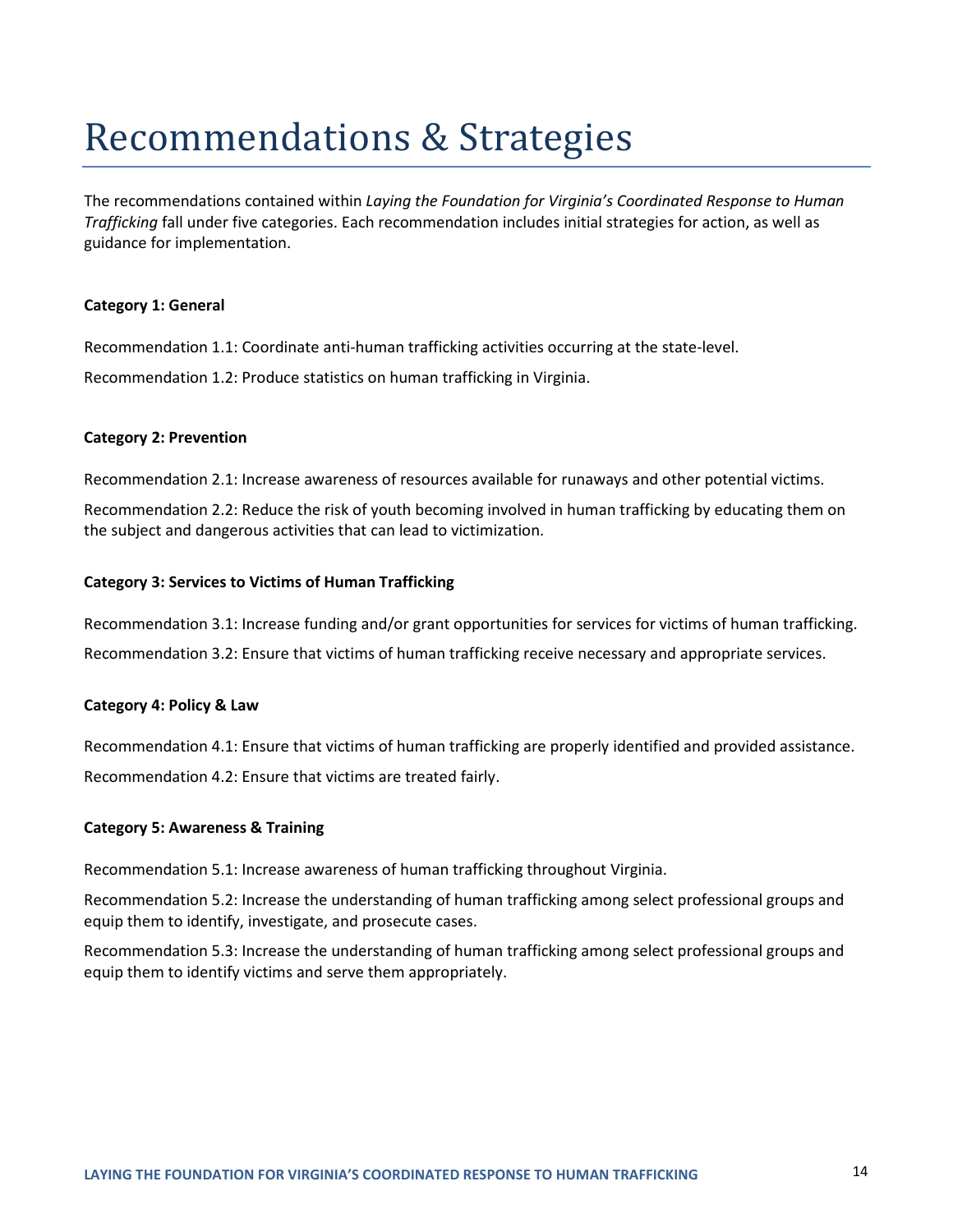# Recommendations & Strategies

The recommendations contained within *Laying the Foundation for Virginia's Coordinated Response to Human Trafficking* fall under five categories. Each recommendation includes initial strategies for action, as well as guidance for implementation.

**Category 1: General**

Recommendation 1.1: Coordinate anti-human trafficking activities occurring at the state-level.

Recommendation 1.2: Produce statistics on human trafficking in Virginia.

**Category 2: Prevention**

Recommendation 2.1: Increase awareness of resources available for runaways and other potential victims.

Recommendation 2.2: Reduce the risk of youth becoming involved in human trafficking by educating them on the subject and dangerous activities that can lead to victimization.

**Category 3: Services to Victims of Human Trafficking**

Recommendation 3.1: Increase funding and/or grant opportunities for services for victims of human trafficking.

Recommendation 3.2: Ensure that victims of human trafficking receive necessary and appropriate services.

**Category 4: Policy & Law**

Recommendation 4.1: Ensure that victims of human trafficking are properly identified and provided assistance.

Recommendation 4.2: Ensure that victims are treated fairly.

**Category 5: Awareness & Training**

Recommendation 5.1: Increase awareness of human trafficking throughout Virginia.

Recommendation 5.2: Increase the understanding of human trafficking among select professional groups and equip them to identify, investigate, and prosecute cases.

Recommendation 5.3: Increase the understanding of human trafficking among select professional groups and equip them to identify victims and serve them appropriately.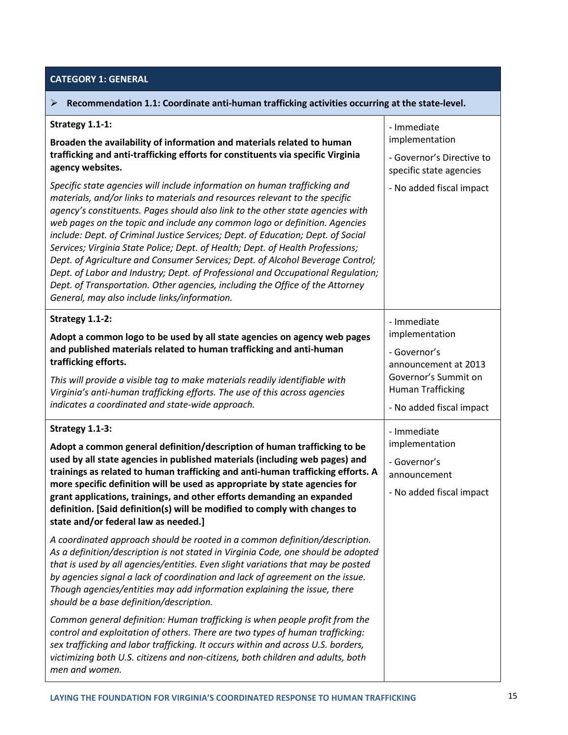## CATEGORY 1: GENERAL

➢ **Recommendation 1.1: Coordinate anti-human trafficking activities occurring at the state-level.**

| Strategy | Implementation |
|---|---|
| **Strategy 1.1-1:**<br><br>**Broaden the availability of information and materials related to human trafficking and anti-trafficking efforts for constituents via specific Virginia agency websites.**<br><br>*Specific state agencies will include information on human trafficking and materials, and/or links to materials and resources relevant to the specific agency's constituents. Pages should also link to the other state agencies with web pages on the topic and include any common logo or definition. Agencies include: Dept. of Criminal Justice Services; Dept. of Education; Dept. of Social Services; Virginia State Police; Dept. of Health; Dept. of Health Professions; Dept. of Agriculture and Consumer Services; Dept. of Alcohol Beverage Control; Dept. of Labor and Industry; Dept. of Professional and Occupational Regulation; Dept. of Transportation. Other agencies, including the Office of the Attorney General, may also include links/information.* | - Immediate implementation<br><br>- Governor's Directive to specific state agencies<br><br>- No added fiscal impact |
| **Strategy 1.1-2:**<br><br>**Adopt a common logo to be used by all state agencies on agency web pages and published materials related to human trafficking and anti-human trafficking efforts.**<br><br>*This will provide a visible tag to make materials readily identifiable with Virginia's anti-human trafficking efforts. The use of this across agencies indicates a coordinated and state-wide approach.* | - Immediate implementation<br><br>- Governor's announcement at 2013 Governor's Summit on Human Trafficking<br><br>- No added fiscal impact |
| **Strategy 1.1-3:**<br><br>**Adopt a common general definition/description of human trafficking to be used by all state agencies in published materials (including web pages) and trainings as related to human trafficking and anti-human trafficking efforts. A more specific definition will be used as appropriate by state agencies for grant applications, trainings, and other efforts demanding an expanded definition. [Said definition(s) will be modified to comply with changes to state and/or federal law as needed.]**<br><br>*A coordinated approach should be rooted in a common definition/description. As a definition/description is not stated in Virginia Code, one should be adopted that is used by all agencies/entities. Even slight variations that may be posted by agencies signal a lack of coordination and lack of agreement on the issue. Though agencies/entities may add information explaining the issue, there should be a base definition/description.*<br><br>*Common general definition: Human trafficking is when people profit from the control and exploitation of others. There are two types of human trafficking: sex trafficking and labor trafficking. It occurs within and across U.S. borders, victimizing both U.S. citizens and non-citizens, both children and adults, both men and women.* | - Immediate implementation<br><br>- Governor's announcement<br><br>- No added fiscal impact |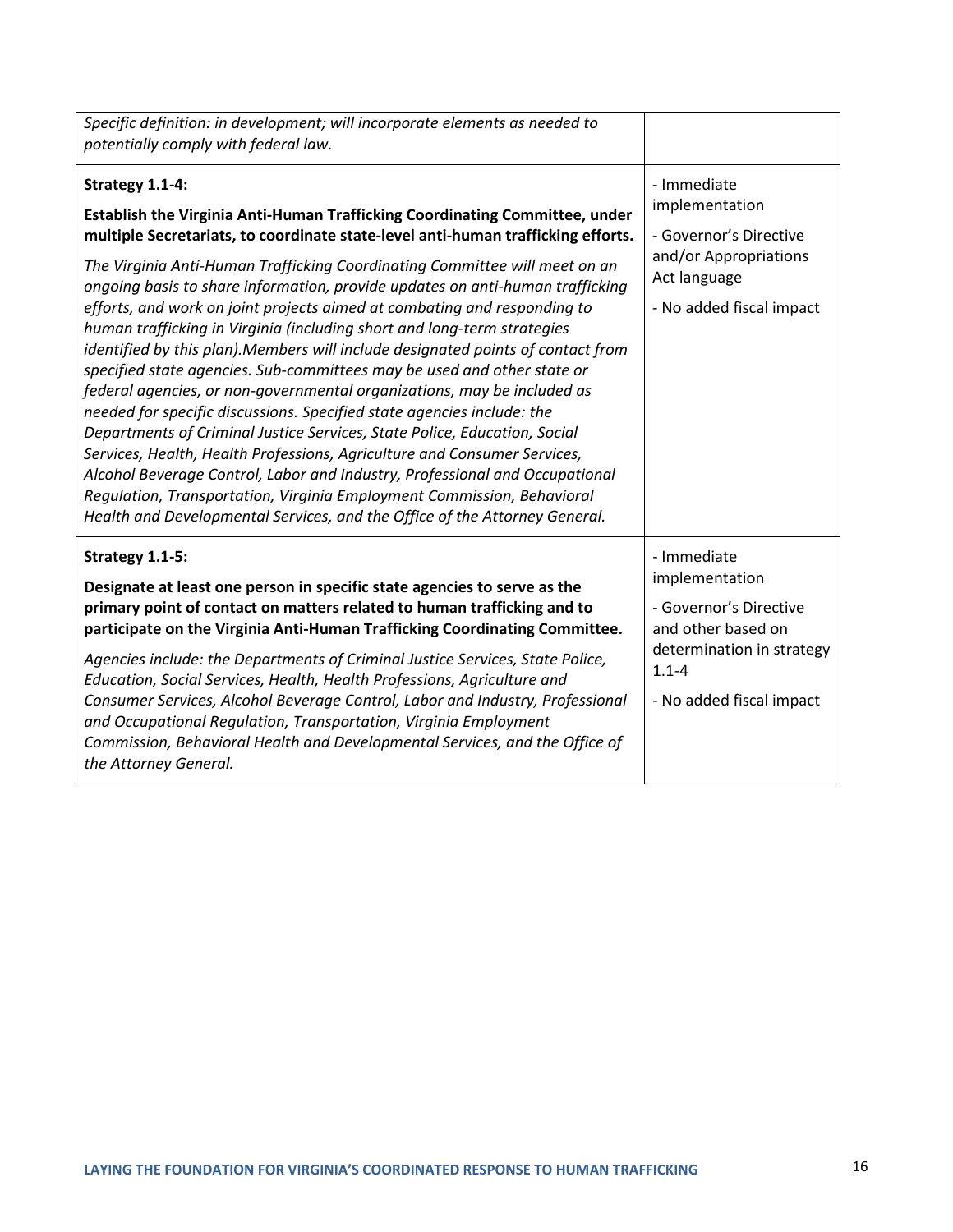| | |
|---|---|
| *Specific definition: in development; will incorporate elements as needed to potentially comply with federal law.* | |
| **Strategy 1.1-4:**<br><br>**Establish the Virginia Anti-Human Trafficking Coordinating Committee, under multiple Secretariats, to coordinate state-level anti-human trafficking efforts.**<br><br>*The Virginia Anti-Human Trafficking Coordinating Committee will meet on an ongoing basis to share information, provide updates on anti-human trafficking efforts, and work on joint projects aimed at combating and responding to human trafficking in Virginia (including short and long-term strategies identified by this plan).Members will include designated points of contact from specified state agencies. Sub-committees may be used and other state or federal agencies, or non-governmental organizations, may be included as needed for specific discussions. Specified state agencies include: the Departments of Criminal Justice Services, State Police, Education, Social Services, Health, Health Professions, Agriculture and Consumer Services, Alcohol Beverage Control, Labor and Industry, Professional and Occupational Regulation, Transportation, Virginia Employment Commission, Behavioral Health and Developmental Services, and the Office of the Attorney General.* | - Immediate implementation<br><br>- Governor's Directive and/or Appropriations Act language<br><br>- No added fiscal impact |
| **Strategy 1.1-5:**<br><br>**Designate at least one person in specific state agencies to serve as the primary point of contact on matters related to human trafficking and to participate on the Virginia Anti-Human Trafficking Coordinating Committee.**<br><br>*Agencies include: the Departments of Criminal Justice Services, State Police, Education, Social Services, Health, Health Professions, Agriculture and Consumer Services, Alcohol Beverage Control, Labor and Industry, Professional and Occupational Regulation, Transportation, Virginia Employment Commission, Behavioral Health and Developmental Services, and the Office of the Attorney General.* | - Immediate implementation<br><br>- Governor's Directive and other based on determination in strategy 1.1-4<br><br>- No added fiscal impact |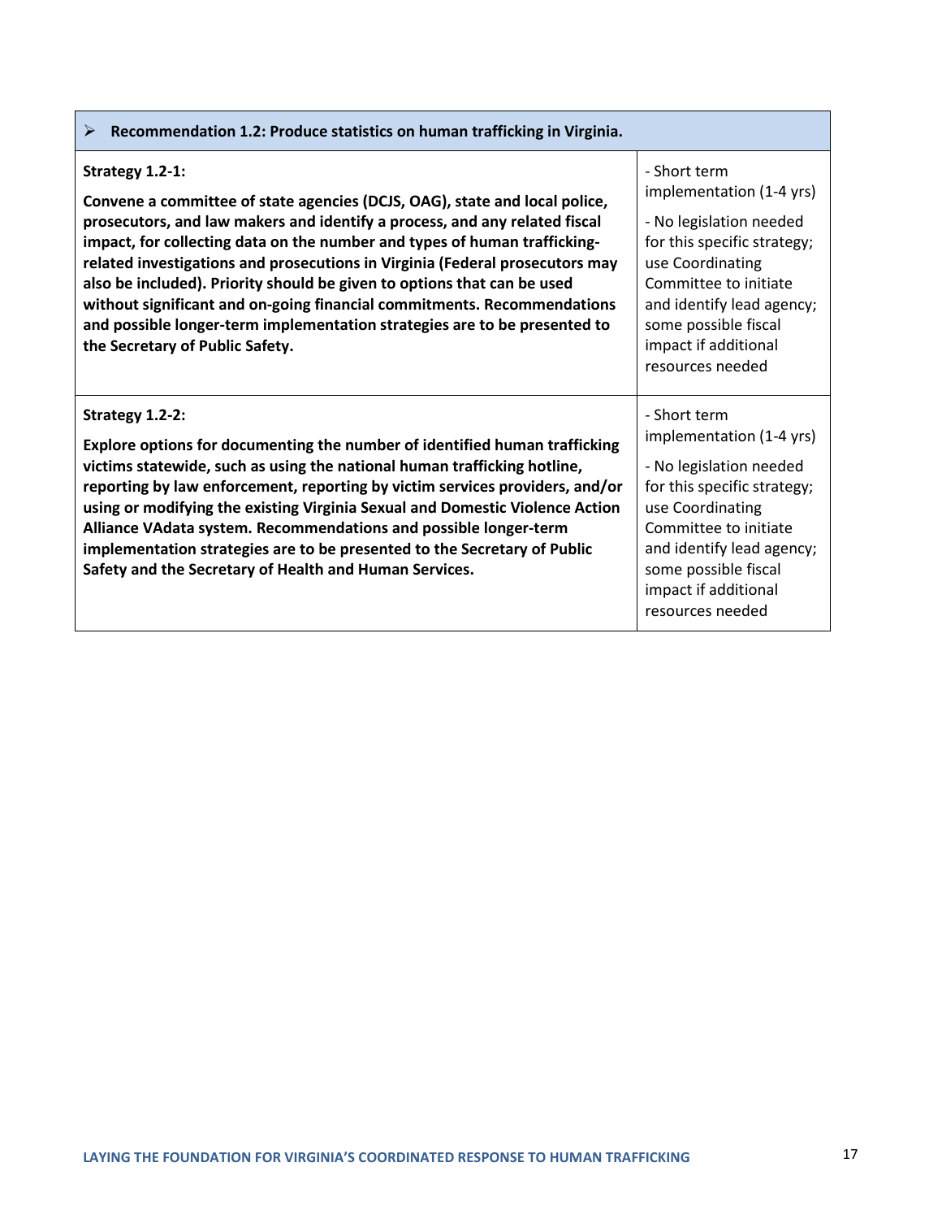| ➢ **Recommendation 1.2: Produce statistics on human trafficking in Virginia.** | |
|---|---|
| **Strategy 1.2-1:**<br><br>**Convene a committee of state agencies (DCJS, OAG), state and local police, prosecutors, and law makers and identify a process, and any related fiscal impact, for collecting data on the number and types of human trafficking-related investigations and prosecutions in Virginia (Federal prosecutors may also be included). Priority should be given to options that can be used without significant and on-going financial commitments. Recommendations and possible longer-term implementation strategies are to be presented to the Secretary of Public Safety.** | - Short term implementation (1-4 yrs)<br><br>- No legislation needed for this specific strategy; use Coordinating Committee to initiate and identify lead agency; some possible fiscal impact if additional resources needed |
| **Strategy 1.2-2:**<br><br>**Explore options for documenting the number of identified human trafficking victims statewide, such as using the national human trafficking hotline, reporting by law enforcement, reporting by victim services providers, and/or using or modifying the existing Virginia Sexual and Domestic Violence Action Alliance VAdata system. Recommendations and possible longer-term implementation strategies are to be presented to the Secretary of Public Safety and the Secretary of Health and Human Services.** | - Short term implementation (1-4 yrs)<br><br>- No legislation needed for this specific strategy; use Coordinating Committee to initiate and identify lead agency; some possible fiscal impact if additional resources needed |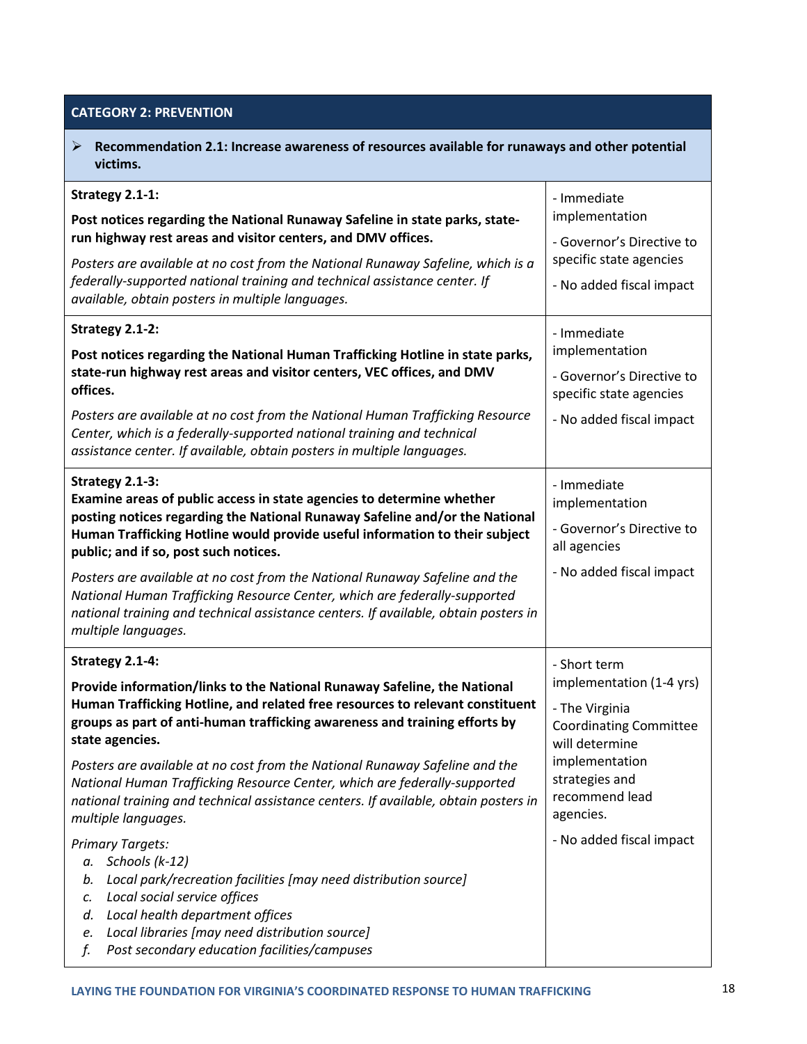## CATEGORY 2: PREVENTION

➢ **Recommendation 2.1: Increase awareness of resources available for runaways and other potential victims.**

| Strategy | Implementation |
|---|---|
| **Strategy 2.1-1:**<br><br>**Post notices regarding the National Runaway Safeline in state parks, state-run highway rest areas and visitor centers, and DMV offices.**<br><br>*Posters are available at no cost from the National Runaway Safeline, which is a federally-supported national training and technical assistance center. If available, obtain posters in multiple languages.* | - Immediate implementation<br><br>- Governor's Directive to specific state agencies<br><br>- No added fiscal impact |
| **Strategy 2.1-2:**<br><br>**Post notices regarding the National Human Trafficking Hotline in state parks, state-run highway rest areas and visitor centers, VEC offices, and DMV offices.**<br><br>*Posters are available at no cost from the National Human Trafficking Resource Center, which is a federally-supported national training and technical assistance center. If available, obtain posters in multiple languages.* | - Immediate implementation<br><br>- Governor's Directive to specific state agencies<br><br>- No added fiscal impact |
| **Strategy 2.1-3:**<br>**Examine areas of public access in state agencies to determine whether posting notices regarding the National Runaway Safeline and/or the National Human Trafficking Hotline would provide useful information to their subject public; and if so, post such notices.**<br><br>*Posters are available at no cost from the National Runaway Safeline and the National Human Trafficking Resource Center, which are federally-supported national training and technical assistance centers. If available, obtain posters in multiple languages.* | - Immediate implementation<br><br>- Governor's Directive to all agencies<br><br>- No added fiscal impact |
| **Strategy 2.1-4:**<br><br>**Provide information/links to the National Runaway Safeline, the National Human Trafficking Hotline, and related free resources to relevant constituent groups as part of anti-human trafficking awareness and training efforts by state agencies.**<br><br>*Posters are available at no cost from the National Runaway Safeline and the National Human Trafficking Resource Center, which are federally-supported national training and technical assistance centers. If available, obtain posters in multiple languages.*<br><br>*Primary Targets:*<br>*a. Schools (k-12)*<br>*b. Local park/recreation facilities [may need distribution source]*<br>*c. Local social service offices*<br>*d. Local health department offices*<br>*e. Local libraries [may need distribution source]*<br>*f. Post secondary education facilities/campuses* | - Short term implementation (1-4 yrs)<br><br>- The Virginia Coordinating Committee will determine implementation strategies and recommend lead agencies.<br><br>- No added fiscal impact |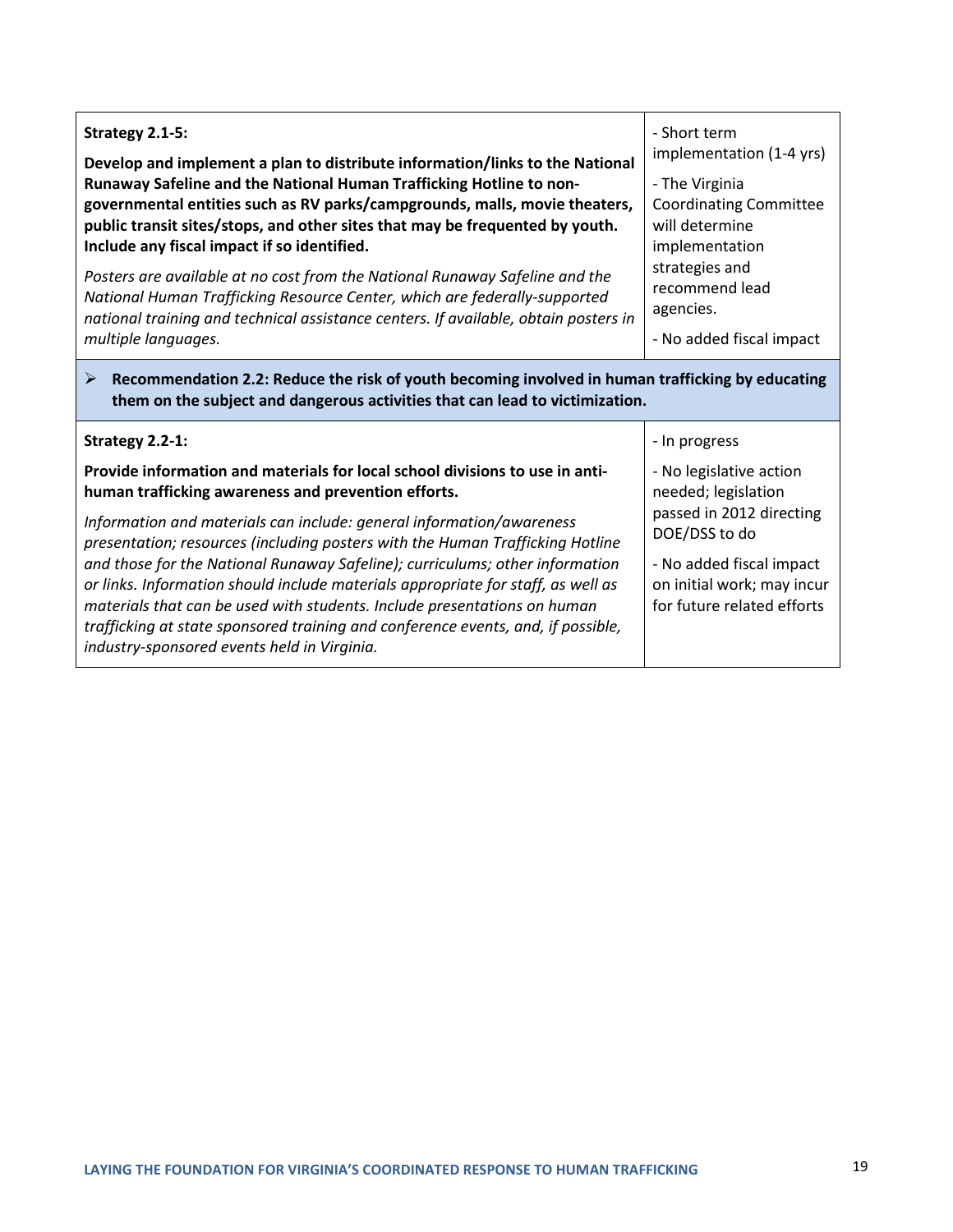| | |
|---|---|
| **Strategy 2.1-5:**<br><br>**Develop and implement a plan to distribute information/links to the National Runaway Safeline and the National Human Trafficking Hotline to non-governmental entities such as RV parks/campgrounds, malls, movie theaters, public transit sites/stops, and other sites that may be frequented by youth. Include any fiscal impact if so identified.**<br><br>*Posters are available at no cost from the National Runaway Safeline and the National Human Trafficking Resource Center, which are federally-supported national training and technical assistance centers. If available, obtain posters in multiple languages.* | - Short term implementation (1-4 yrs)<br><br>- The Virginia Coordinating Committee will determine implementation strategies and recommend lead agencies.<br><br>- No added fiscal impact |

> **Recommendation 2.2: Reduce the risk of youth becoming involved in human trafficking by educating them on the subject and dangerous activities that can lead to victimization.**

| | |
|---|---|
| **Strategy 2.2-1:**<br><br>**Provide information and materials for local school divisions to use in anti-human trafficking awareness and prevention efforts.**<br><br>*Information and materials can include: general information/awareness presentation; resources (including posters with the Human Trafficking Hotline and those for the National Runaway Safeline); curriculums; other information or links. Information should include materials appropriate for staff, as well as materials that can be used with students. Include presentations on human trafficking at state sponsored training and conference events, and, if possible, industry-sponsored events held in Virginia.* | - In progress<br><br>- No legislative action needed; legislation passed in 2012 directing DOE/DSS to do<br><br>- No added fiscal impact on initial work; may incur for future related efforts |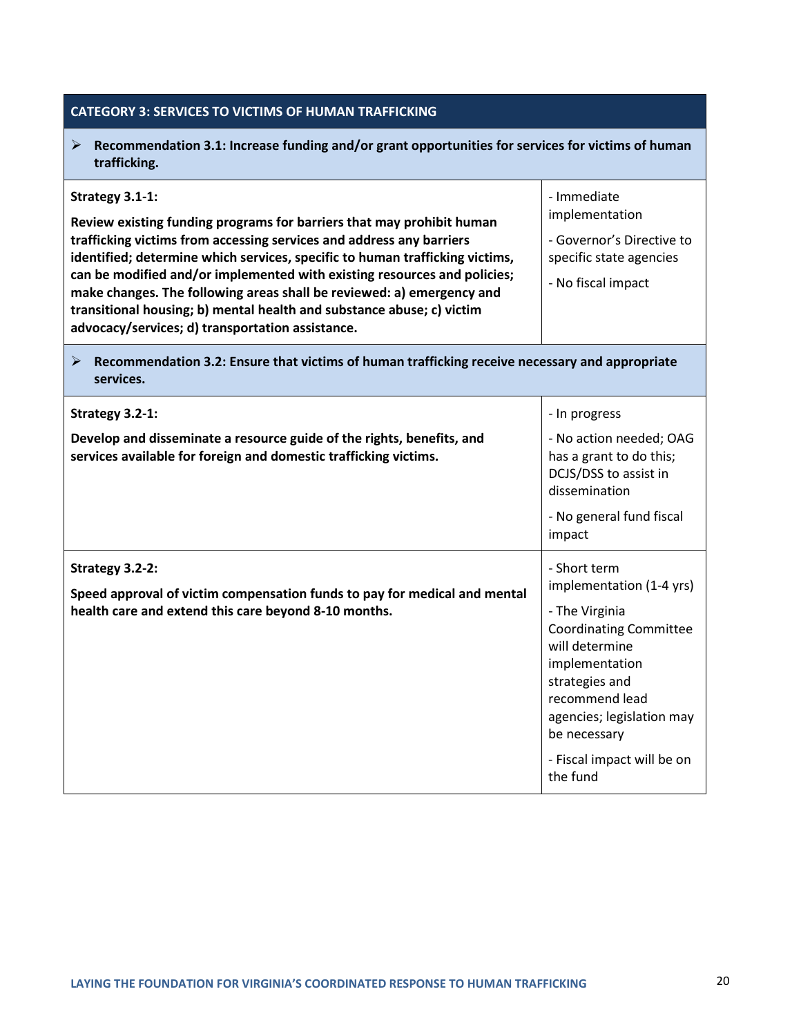## CATEGORY 3: SERVICES TO VICTIMS OF HUMAN TRAFFICKING

➢ **Recommendation 3.1: Increase funding and/or grant opportunities for services for victims of human trafficking.**

| Strategy | Implementation |
|---|---|
| **Strategy 3.1-1:** <br><br> **Review existing funding programs for barriers that may prohibit human trafficking victims from accessing services and address any barriers identified; determine which services, specific to human trafficking victims, can be modified and/or implemented with existing resources and policies; make changes. The following areas shall be reviewed: a) emergency and transitional housing; b) mental health and substance abuse; c) victim advocacy/services; d) transportation assistance.** | - Immediate implementation <br><br> - Governor's Directive to specific state agencies <br><br> - No fiscal impact |

➢ **Recommendation 3.2: Ensure that victims of human trafficking receive necessary and appropriate services.**

| Strategy | Implementation |
|---|---|
| **Strategy 3.2-1:** <br><br> **Develop and disseminate a resource guide of the rights, benefits, and services available for foreign and domestic trafficking victims.** | - In progress <br><br> - No action needed; OAG has a grant to do this; DCJS/DSS to assist in dissemination <br><br> - No general fund fiscal impact |
| **Strategy 3.2-2:** <br><br> **Speed approval of victim compensation funds to pay for medical and mental health care and extend this care beyond 8-10 months.** | - Short term implementation (1-4 yrs) <br><br> - The Virginia Coordinating Committee will determine implementation strategies and recommend lead agencies; legislation may be necessary <br><br> - Fiscal impact will be on the fund |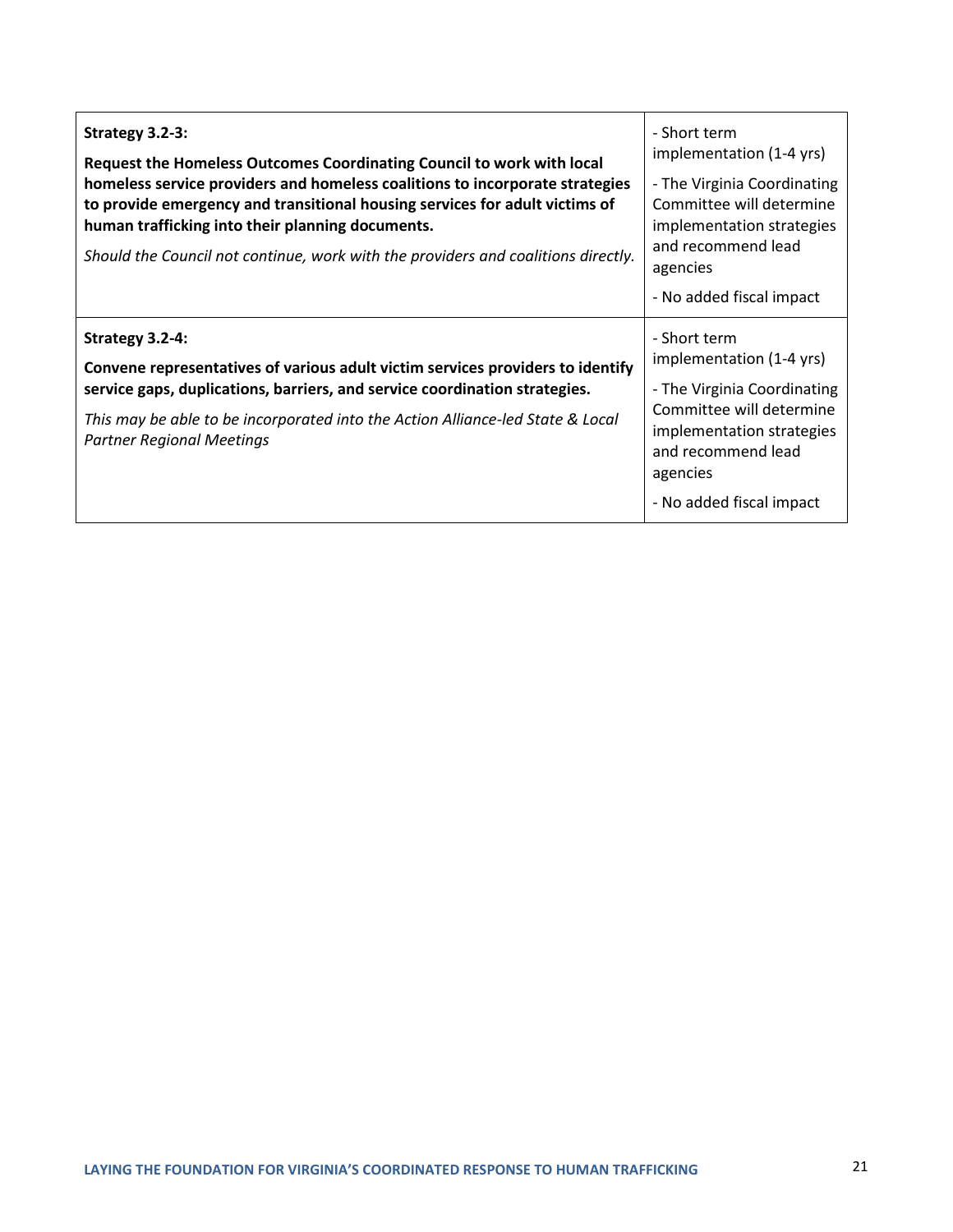| Strategy | Implementation |
|---|---|
| **Strategy 3.2-3:**<br><br>**Request the Homeless Outcomes Coordinating Council to work with local homeless service providers and homeless coalitions to incorporate strategies to provide emergency and transitional housing services for adult victims of human trafficking into their planning documents.**<br><br>*Should the Council not continue, work with the providers and coalitions directly.* | - Short term implementation (1-4 yrs)<br><br>- The Virginia Coordinating Committee will determine implementation strategies and recommend lead agencies<br><br>- No added fiscal impact |
| **Strategy 3.2-4:**<br><br>**Convene representatives of various adult victim services providers to identify service gaps, duplications, barriers, and service coordination strategies.**<br><br>*This may be able to be incorporated into the Action Alliance-led State & Local Partner Regional Meetings* | - Short term implementation (1-4 yrs)<br><br>- The Virginia Coordinating Committee will determine implementation strategies and recommend lead agencies<br><br>- No added fiscal impact |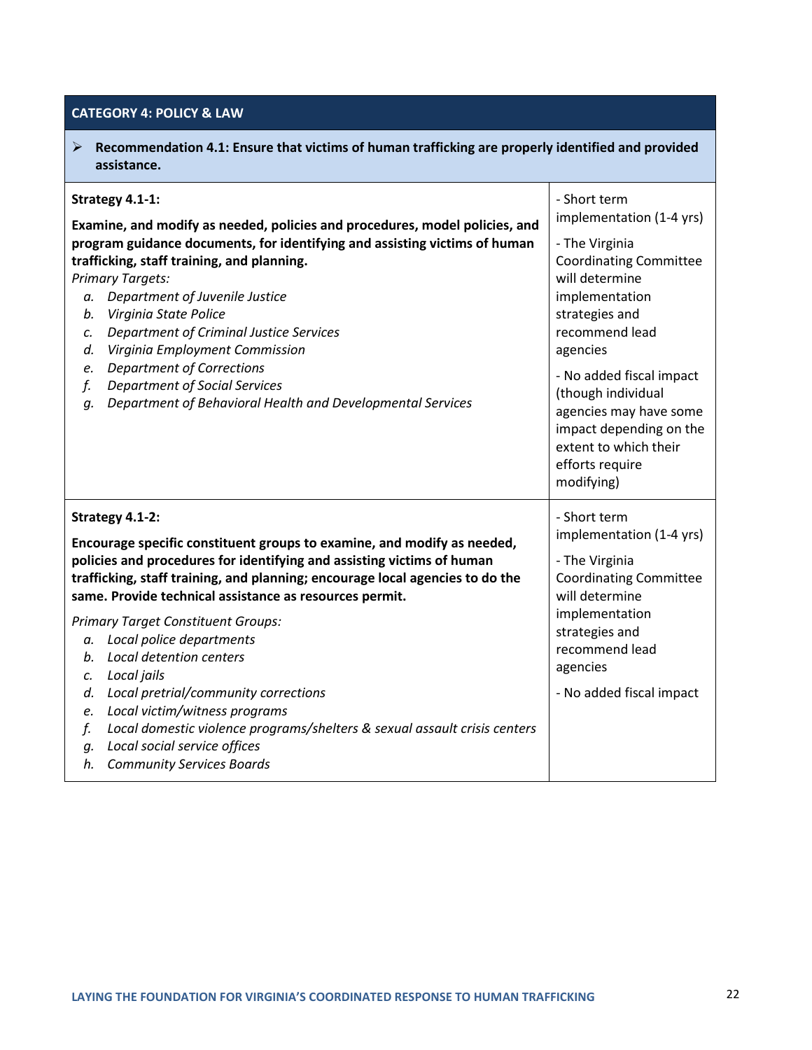## CATEGORY 4: POLICY & LAW

➢ **Recommendation 4.1: Ensure that victims of human trafficking are properly identified and provided assistance.**

| Strategy | Implementation |
|---|---|
| **Strategy 4.1-1:**<br><br>**Examine, and modify as needed, policies and procedures, model policies, and program guidance documents, for identifying and assisting victims of human trafficking, staff training, and planning.**<br>*Primary Targets:*<br>a. *Department of Juvenile Justice*<br>b. *Virginia State Police*<br>c. *Department of Criminal Justice Services*<br>d. *Virginia Employment Commission*<br>e. *Department of Corrections*<br>f. *Department of Social Services*<br>g. *Department of Behavioral Health and Developmental Services* | - Short term implementation (1-4 yrs)<br><br>- The Virginia Coordinating Committee will determine implementation strategies and recommend lead agencies<br><br>- No added fiscal impact (though individual agencies may have some impact depending on the extent to which their efforts require modifying) |
| **Strategy 4.1-2:**<br><br>**Encourage specific constituent groups to examine, and modify as needed, policies and procedures for identifying and assisting victims of human trafficking, staff training, and planning; encourage local agencies to do the same. Provide technical assistance as resources permit.**<br><br>*Primary Target Constituent Groups:*<br>a. *Local police departments*<br>b. *Local detention centers*<br>c. *Local jails*<br>d. *Local pretrial/community corrections*<br>e. *Local victim/witness programs*<br>f. *Local domestic violence programs/shelters & sexual assault crisis centers*<br>g. *Local social service offices*<br>h. *Community Services Boards* | - Short term implementation (1-4 yrs)<br><br>- The Virginia Coordinating Committee will determine implementation strategies and recommend lead agencies<br><br>- No added fiscal impact |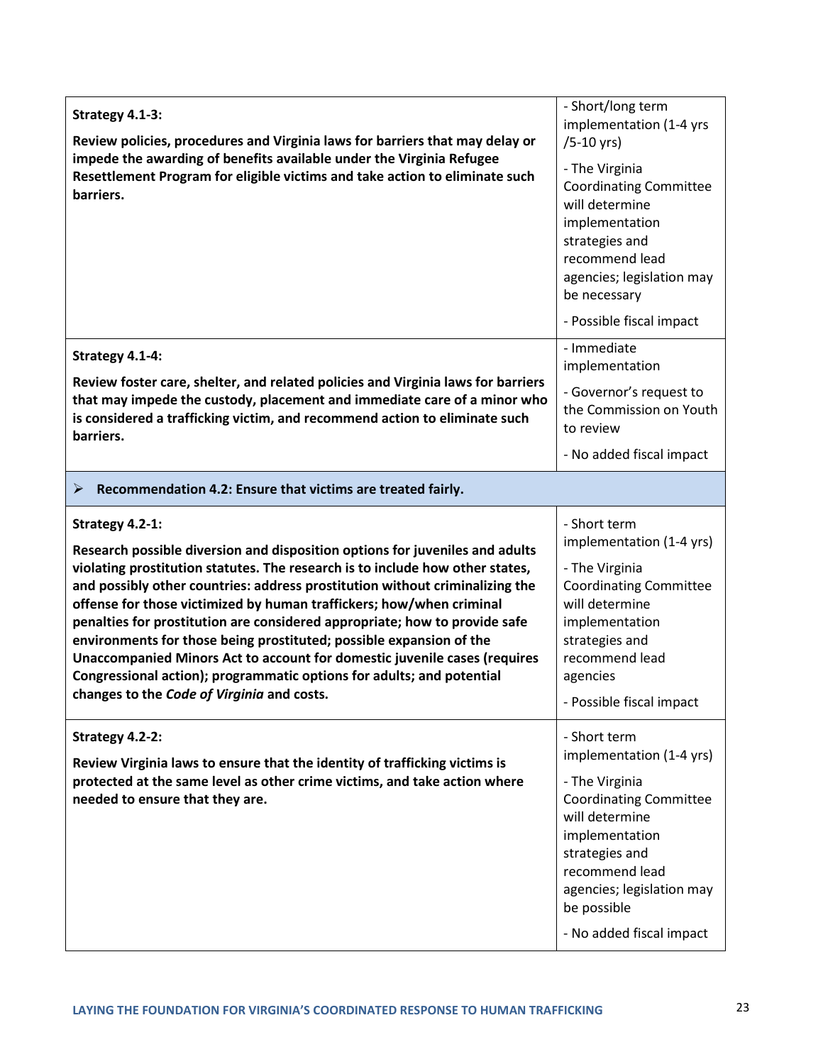| | |
|---|---|
| **Strategy 4.1-3:**<br><br>**Review policies, procedures and Virginia laws for barriers that may delay or impede the awarding of benefits available under the Virginia Refugee Resettlement Program for eligible victims and take action to eliminate such barriers.** | - Short/long term implementation (1-4 yrs /5-10 yrs)<br><br>- The Virginia Coordinating Committee will determine implementation strategies and recommend lead agencies; legislation may be necessary<br><br>- Possible fiscal impact |
| **Strategy 4.1-4:**<br><br>**Review foster care, shelter, and related policies and Virginia laws for barriers that may impede the custody, placement and immediate care of a minor who is considered a trafficking victim, and recommend action to eliminate such barriers.** | - Immediate implementation<br><br>- Governor's request to the Commission on Youth to review<br><br>- No added fiscal impact |
| ➢ **Recommendation 4.2: Ensure that victims are treated fairly.** | |
| **Strategy 4.2-1:**<br><br>**Research possible diversion and disposition options for juveniles and adults violating prostitution statutes. The research is to include how other states, and possibly other countries: address prostitution without criminalizing the offense for those victimized by human traffickers; how/when criminal penalties for prostitution are considered appropriate; how to provide safe environments for those being prostituted; possible expansion of the Unaccompanied Minors Act to account for domestic juvenile cases (requires Congressional action); programmatic options for adults; and potential changes to the *Code of Virginia* and costs.** | - Short term implementation (1-4 yrs)<br><br>- The Virginia Coordinating Committee will determine implementation strategies and recommend lead agencies<br><br>- Possible fiscal impact |
| **Strategy 4.2-2:**<br><br>**Review Virginia laws to ensure that the identity of trafficking victims is protected at the same level as other crime victims, and take action where needed to ensure that they are.** | - Short term implementation (1-4 yrs)<br><br>- The Virginia Coordinating Committee will determine implementation strategies and recommend lead agencies; legislation may be possible<br><br>- No added fiscal impact |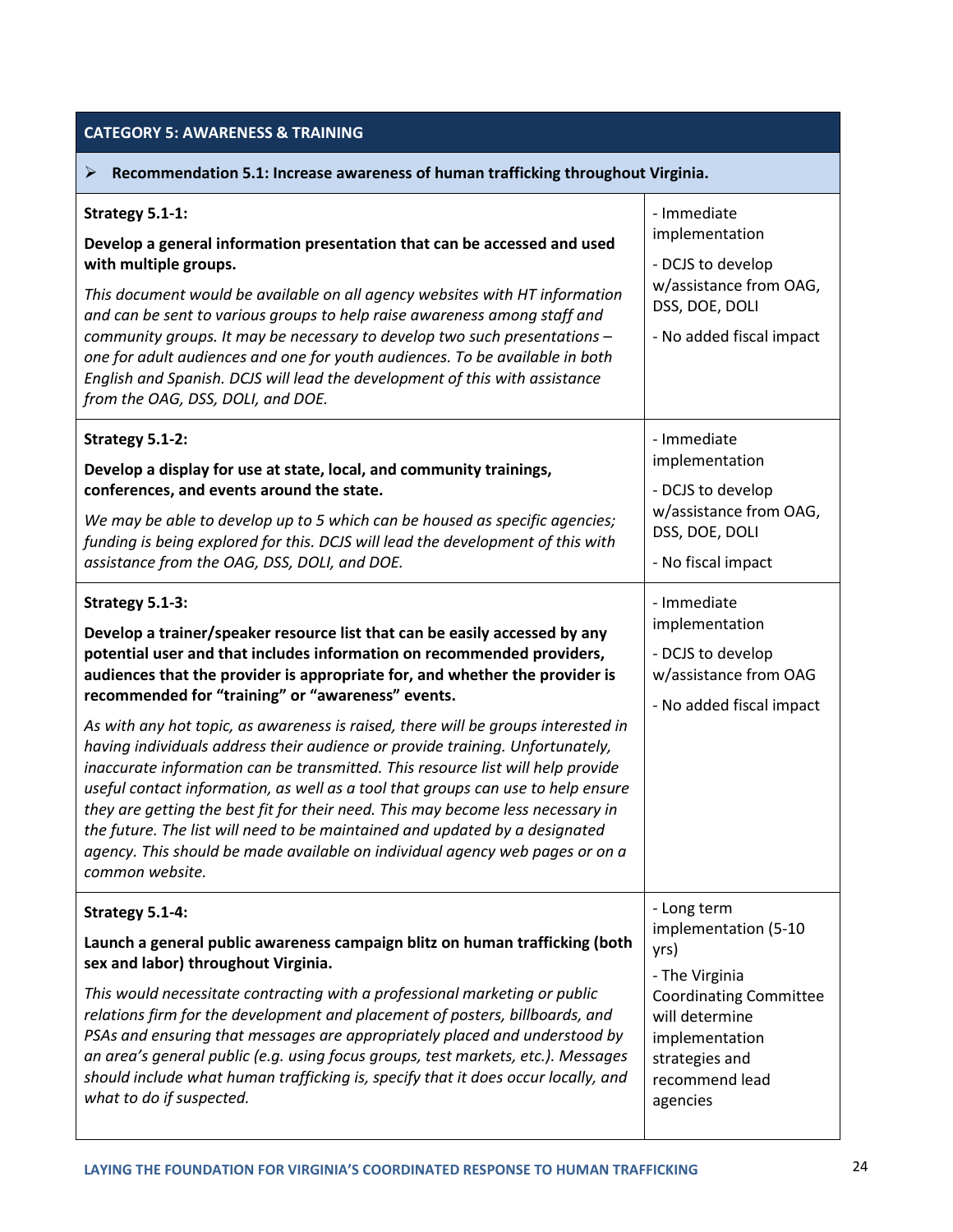| CATEGORY 5: AWARENESS & TRAINING | |
|---|---|
| ➢ **Recommendation 5.1: Increase awareness of human trafficking throughout Virginia.** | |
| **Strategy 5.1-1:**<br>**Develop a general information presentation that can be accessed and used with multiple groups.**<br>*This document would be available on all agency websites with HT information and can be sent to various groups to help raise awareness among staff and community groups. It may be necessary to develop two such presentations – one for adult audiences and one for youth audiences. To be available in both English and Spanish. DCJS will lead the development of this with assistance from the OAG, DSS, DOLI, and DOE.* | - Immediate implementation<br>- DCJS to develop w/assistance from OAG, DSS, DOE, DOLI<br>- No added fiscal impact |
| **Strategy 5.1-2:**<br>**Develop a display for use at state, local, and community trainings, conferences, and events around the state.**<br>*We may be able to develop up to 5 which can be housed as specific agencies; funding is being explored for this. DCJS will lead the development of this with assistance from the OAG, DSS, DOLI, and DOE.* | - Immediate implementation<br>- DCJS to develop w/assistance from OAG, DSS, DOE, DOLI<br>- No fiscal impact |
| **Strategy 5.1-3:**<br>**Develop a trainer/speaker resource list that can be easily accessed by any potential user and that includes information on recommended providers, audiences that the provider is appropriate for, and whether the provider is recommended for "training" or "awareness" events.**<br>*As with any hot topic, as awareness is raised, there will be groups interested in having individuals address their audience or provide training. Unfortunately, inaccurate information can be transmitted. This resource list will help provide useful contact information, as well as a tool that groups can use to help ensure they are getting the best fit for their need. This may become less necessary in the future. The list will need to be maintained and updated by a designated agency. This should be made available on individual agency web pages or on a common website.* | - Immediate implementation<br>- DCJS to develop w/assistance from OAG<br>- No added fiscal impact |
| **Strategy 5.1-4:**<br>**Launch a general public awareness campaign blitz on human trafficking (both sex and labor) throughout Virginia.**<br>*This would necessitate contracting with a professional marketing or public relations firm for the development and placement of posters, billboards, and PSAs and ensuring that messages are appropriately placed and understood by an area's general public (e.g. using focus groups, test markets, etc.). Messages should include what human trafficking is, specify that it does occur locally, and what to do if suspected.* | - Long term implementation (5-10 yrs)<br>- The Virginia Coordinating Committee will determine implementation strategies and recommend lead agencies |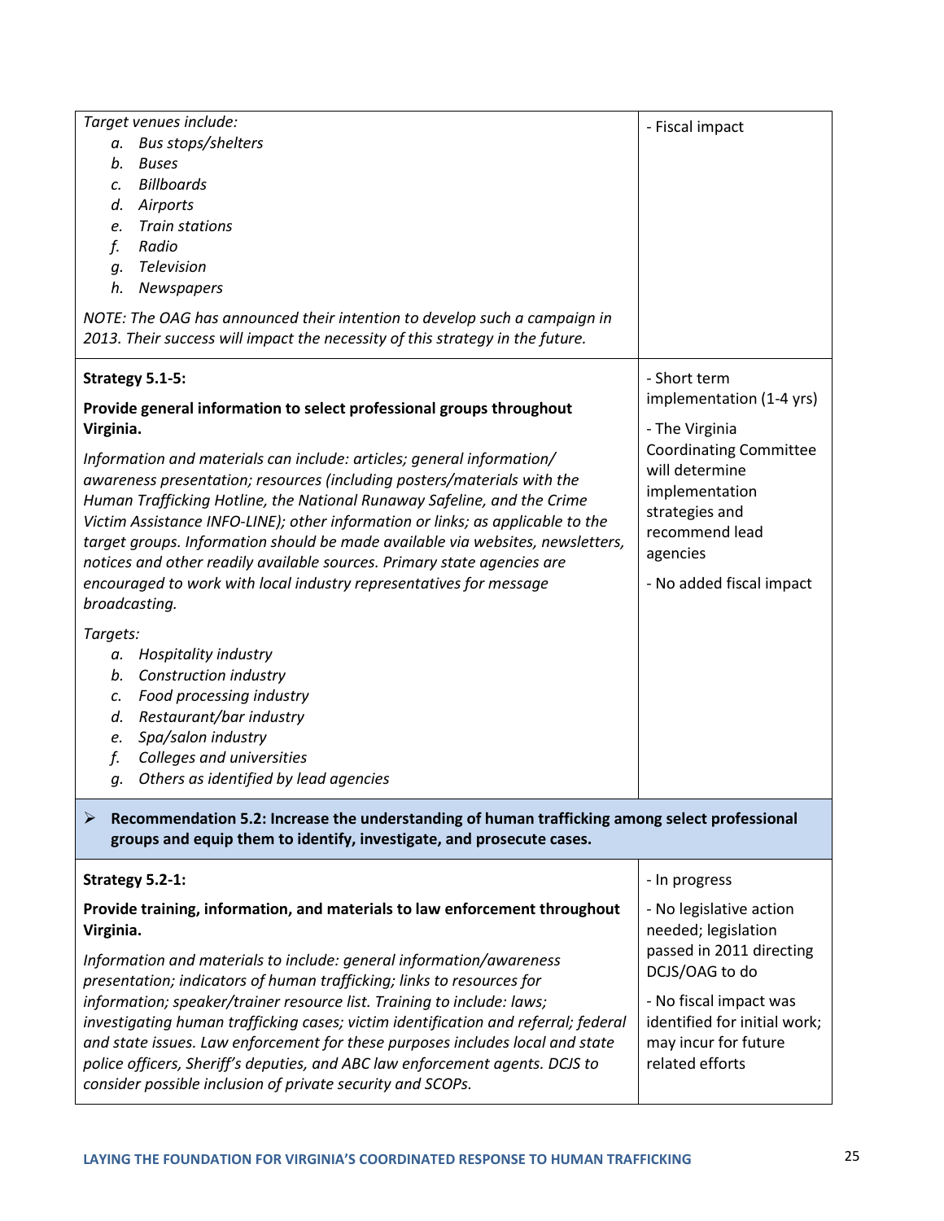| | |
|---|---|
| *Target venues include:*<br>a. *Bus stops/shelters*<br>b. *Buses*<br>c. *Billboards*<br>d. *Airports*<br>e. *Train stations*<br>f. *Radio*<br>g. *Television*<br>h. *Newspapers*<br><br>*NOTE: The OAG has announced their intention to develop such a campaign in 2013. Their success will impact the necessity of this strategy in the future.* | - Fiscal impact |
| **Strategy 5.1-5:**<br><br>**Provide general information to select professional groups throughout Virginia.**<br><br>*Information and materials can include: articles; general information/ awareness presentation; resources (including posters/materials with the Human Trafficking Hotline, the National Runaway Safeline, and the Crime Victim Assistance INFO-LINE); other information or links; as applicable to the target groups. Information should be made available via websites, newsletters, notices and other readily available sources. Primary state agencies are encouraged to work with local industry representatives for message broadcasting.*<br><br>*Targets:*<br>a. *Hospitality industry*<br>b. *Construction industry*<br>c. *Food processing industry*<br>d. *Restaurant/bar industry*<br>e. *Spa/salon industry*<br>f. *Colleges and universities*<br>g. *Others as identified by lead agencies* | - Short term implementation (1-4 yrs)<br><br>- The Virginia Coordinating Committee will determine implementation strategies and recommend lead agencies<br><br>- No added fiscal impact |
| ➢ **Recommendation 5.2: Increase the understanding of human trafficking among select professional groups and equip them to identify, investigate, and prosecute cases.** | |
| **Strategy 5.2-1:**<br><br>**Provide training, information, and materials to law enforcement throughout Virginia.**<br><br>*Information and materials to include: general information/awareness presentation; indicators of human trafficking; links to resources for information; speaker/trainer resource list. Training to include: laws; investigating human trafficking cases; victim identification and referral; federal and state issues. Law enforcement for these purposes includes local and state police officers, Sheriff's deputies, and ABC law enforcement agents. DCJS to consider possible inclusion of private security and SCOPs.* | - In progress<br><br>- No legislative action needed; legislation passed in 2011 directing DCJS/OAG to do<br><br>- No fiscal impact was identified for initial work; may incur for future related efforts |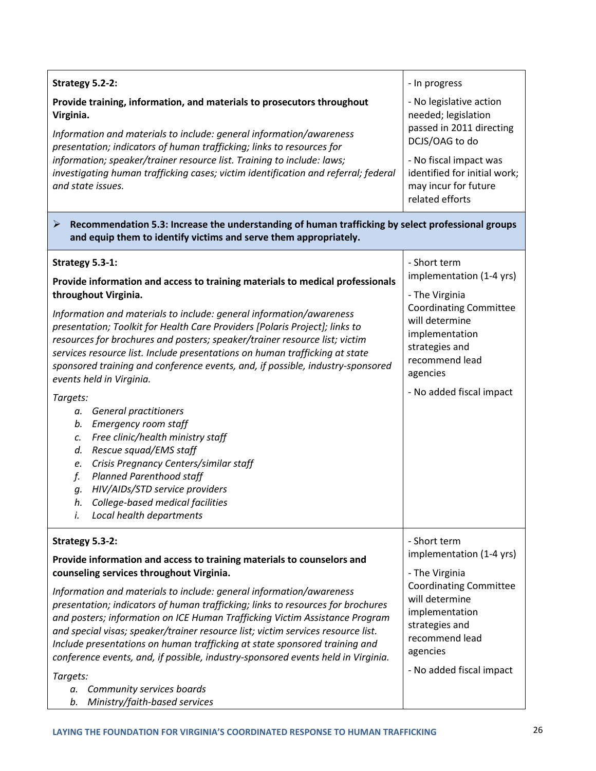| Strategy | Status / Notes |
|---|---|
| **Strategy 5.2-2:**<br><br>**Provide training, information, and materials to prosecutors throughout Virginia.**<br><br>*Information and materials to include: general information/awareness presentation; indicators of human trafficking; links to resources for information; speaker/trainer resource list. Training to include: laws; investigating human trafficking cases; victim identification and referral; federal and state issues.* | - In progress<br><br>- No legislative action needed; legislation passed in 2011 directing DCJS/OAG to do<br><br>- No fiscal impact was identified for initial work; may incur for future related efforts |

➢ **Recommendation 5.3: Increase the understanding of human trafficking by select professional groups and equip them to identify victims and serve them appropriately.**

| Strategy | Status / Notes |
|---|---|
| **Strategy 5.3-1:**<br><br>**Provide information and access to training materials to medical professionals throughout Virginia.**<br><br>*Information and materials to include: general information/awareness presentation; Toolkit for Health Care Providers [Polaris Project]; links to resources for brochures and posters; speaker/trainer resource list; victim services resource list. Include presentations on human trafficking at state sponsored training and conference events, and, if possible, industry-sponsored events held in Virginia.*<br><br>*Targets:*<br>*a. General practitioners*<br>*b. Emergency room staff*<br>*c. Free clinic/health ministry staff*<br>*d. Rescue squad/EMS staff*<br>*e. Crisis Pregnancy Centers/similar staff*<br>*f. Planned Parenthood staff*<br>*g. HIV/AIDs/STD service providers*<br>*h. College-based medical facilities*<br>*i. Local health departments* | - Short term implementation (1-4 yrs)<br><br>- The Virginia Coordinating Committee will determine implementation strategies and recommend lead agencies<br><br>- No added fiscal impact |
| **Strategy 5.3-2:**<br><br>**Provide information and access to training materials to counselors and counseling services throughout Virginia.**<br><br>*Information and materials to include: general information/awareness presentation; indicators of human trafficking; links to resources for brochures and posters; information on ICE Human Trafficking Victim Assistance Program and special visas; speaker/trainer resource list; victim services resource list. Include presentations on human trafficking at state sponsored training and conference events, and, if possible, industry-sponsored events held in Virginia.*<br><br>*Targets:*<br>*a. Community services boards*<br>*b. Ministry/faith-based services* | - Short term implementation (1-4 yrs)<br><br>- The Virginia Coordinating Committee will determine implementation strategies and recommend lead agencies<br><br>- No added fiscal impact |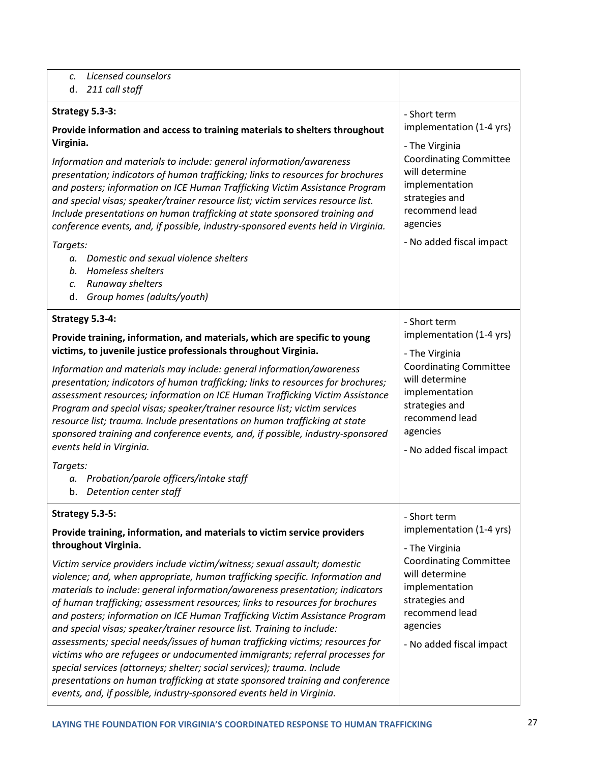| | |
|---|---|
| *c. Licensed counselors*<br>*d. 211 call staff* | |
| **Strategy 5.3-3:**<br><br>**Provide information and access to training materials to shelters throughout Virginia.**<br><br>*Information and materials to include: general information/awareness presentation; indicators of human trafficking; links to resources for brochures and posters; information on ICE Human Trafficking Victim Assistance Program and special visas; speaker/trainer resource list; victim services resource list. Include presentations on human trafficking at state sponsored training and conference events, and, if possible, industry-sponsored events held in Virginia.*<br><br>*Targets:*<br>*a. Domestic and sexual violence shelters*<br>*b. Homeless shelters*<br>*c. Runaway shelters*<br>*d. Group homes (adults/youth)* | - Short term implementation (1-4 yrs)<br><br>- The Virginia Coordinating Committee will determine implementation strategies and recommend lead agencies<br><br>- No added fiscal impact |
| **Strategy 5.3-4:**<br><br>**Provide training, information, and materials, which are specific to young victims, to juvenile justice professionals throughout Virginia.**<br><br>*Information and materials may include: general information/awareness presentation; indicators of human trafficking; links to resources for brochures; assessment resources; information on ICE Human Trafficking Victim Assistance Program and special visas; speaker/trainer resource list; victim services resource list; trauma. Include presentations on human trafficking at state sponsored training and conference events, and, if possible, industry-sponsored events held in Virginia.*<br><br>*Targets:*<br>*a. Probation/parole officers/intake staff*<br>*b. Detention center staff* | - Short term implementation (1-4 yrs)<br><br>- The Virginia Coordinating Committee will determine implementation strategies and recommend lead agencies<br><br>- No added fiscal impact |
| **Strategy 5.3-5:**<br><br>**Provide training, information, and materials to victim service providers throughout Virginia.**<br><br>*Victim service providers include victim/witness; sexual assault; domestic violence; and, when appropriate, human trafficking specific. Information and materials to include: general information/awareness presentation; indicators of human trafficking; assessment resources; links to resources for brochures and posters; information on ICE Human Trafficking Victim Assistance Program and special visas; speaker/trainer resource list. Training to include: assessments; special needs/issues of human trafficking victims; resources for victims who are refugees or undocumented immigrants; referral processes for special services (attorneys; shelter; social services); trauma. Include presentations on human trafficking at state sponsored training and conference events, and, if possible, industry-sponsored events held in Virginia.* | - Short term implementation (1-4 yrs)<br><br>- The Virginia Coordinating Committee will determine implementation strategies and recommend lead agencies<br><br>- No added fiscal impact |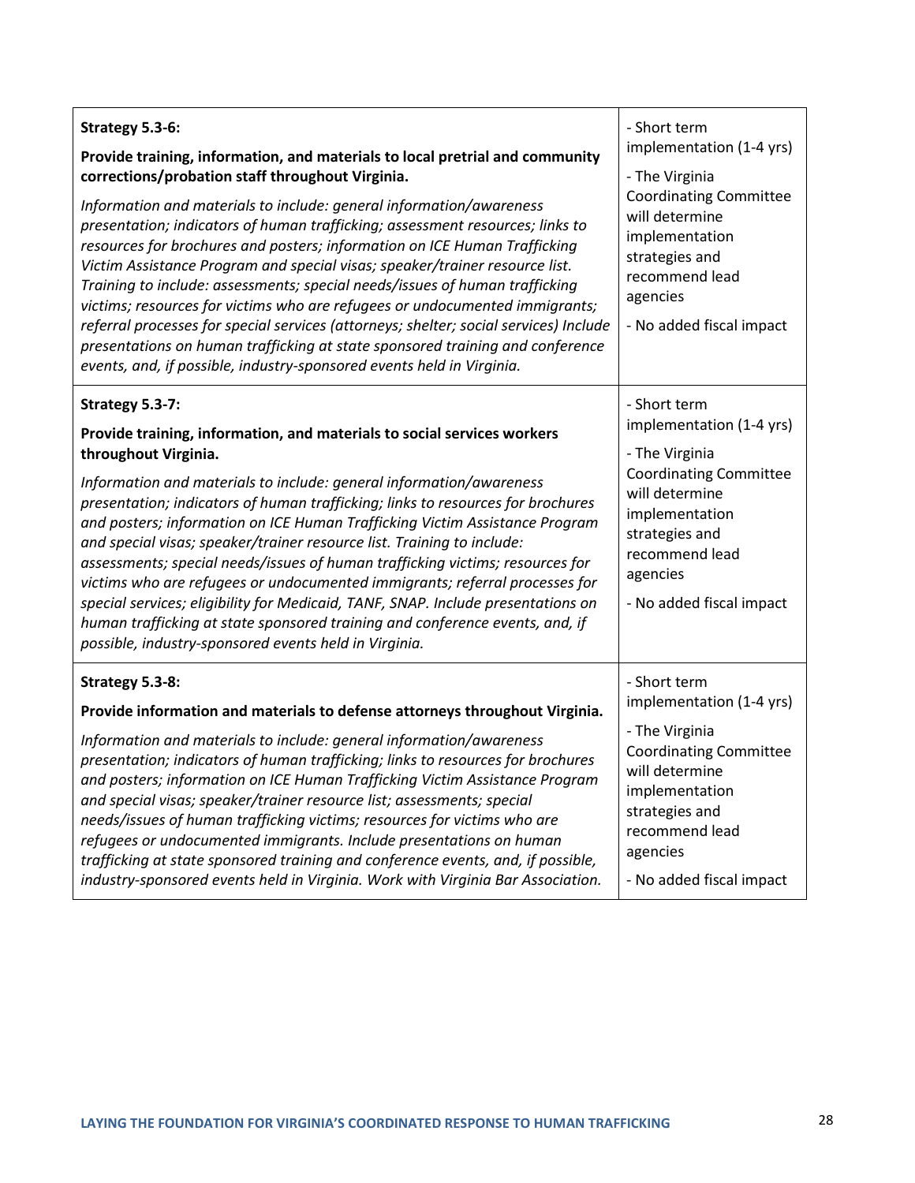| | |
|---|---|
| **Strategy 5.3-6:**<br><br>**Provide training, information, and materials to local pretrial and community corrections/probation staff throughout Virginia.**<br><br>*Information and materials to include: general information/awareness presentation; indicators of human trafficking; assessment resources; links to resources for brochures and posters; information on ICE Human Trafficking Victim Assistance Program and special visas; speaker/trainer resource list. Training to include: assessments; special needs/issues of human trafficking victims; resources for victims who are refugees or undocumented immigrants; referral processes for special services (attorneys; shelter; social services) Include presentations on human trafficking at state sponsored training and conference events, and, if possible, industry-sponsored events held in Virginia.* | - Short term implementation (1-4 yrs)<br><br>- The Virginia Coordinating Committee will determine implementation strategies and recommend lead agencies<br><br>- No added fiscal impact |
| **Strategy 5.3-7:**<br><br>**Provide training, information, and materials to social services workers throughout Virginia.**<br><br>*Information and materials to include: general information/awareness presentation; indicators of human trafficking; links to resources for brochures and posters; information on ICE Human Trafficking Victim Assistance Program and special visas; speaker/trainer resource list. Training to include: assessments; special needs/issues of human trafficking victims; resources for victims who are refugees or undocumented immigrants; referral processes for special services; eligibility for Medicaid, TANF, SNAP. Include presentations on human trafficking at state sponsored training and conference events, and, if possible, industry-sponsored events held in Virginia.* | - Short term implementation (1-4 yrs)<br><br>- The Virginia Coordinating Committee will determine implementation strategies and recommend lead agencies<br><br>- No added fiscal impact |
| **Strategy 5.3-8:**<br><br>**Provide information and materials to defense attorneys throughout Virginia.**<br><br>*Information and materials to include: general information/awareness presentation; indicators of human trafficking; links to resources for brochures and posters; information on ICE Human Trafficking Victim Assistance Program and special visas; speaker/trainer resource list; assessments; special needs/issues of human trafficking victims; resources for victims who are refugees or undocumented immigrants. Include presentations on human trafficking at state sponsored training and conference events, and, if possible, industry-sponsored events held in Virginia. Work with Virginia Bar Association.* | - Short term implementation (1-4 yrs)<br><br>- The Virginia Coordinating Committee will determine implementation strategies and recommend lead agencies<br><br>- No added fiscal impact |